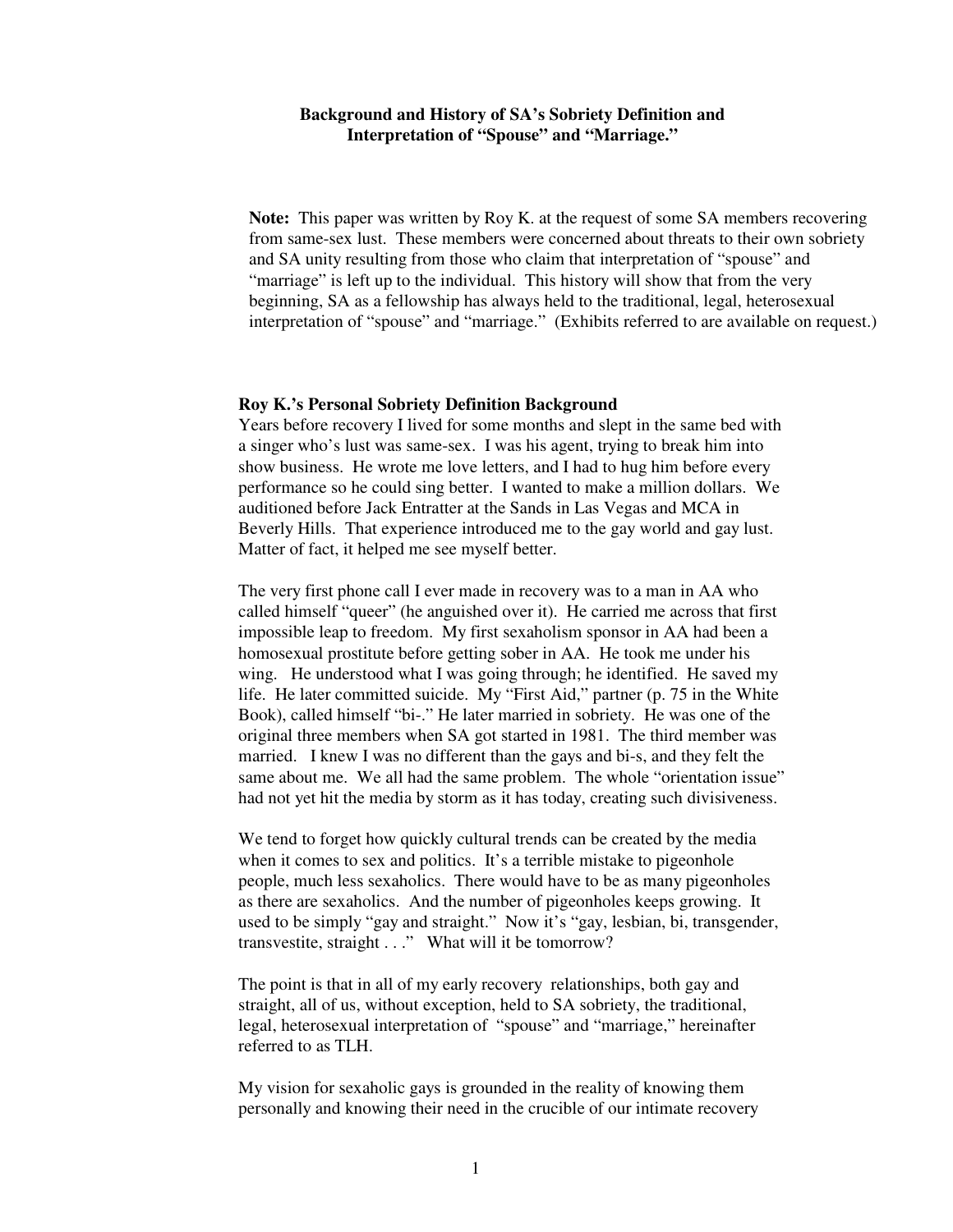**Background and History of SA's Sobriety Definition and Interpretation of "Spouse" and "Marriage."**

**Note:** This paper was written by Roy K. at the request of some SA members recovering from same-sex lust. These members were concerned about threats to their own sobriety and SA unity resulting from those who claim that interpretation of "spouse" and "marriage" is left up to the individual. This history will show that from the very beginning, SA as a fellowship has always held to the traditional, legal, heterosexual interpretation of "spouse" and "marriage." (Exhibits referred to are available on request.)

**Roy K.'s Personal Sobriety Definition Background**

Years before recovery I lived for some months and slept in the same bed with a singer who's lust was same-sex. I was his agent, trying to break him into show business. He wrote me love letters, and I had to hug him before every performance so he could sing better. I wanted to make a million dollars. We auditioned before Jack Entratter at the Sands in Las Vegas and MCA in Beverly Hills. That experience introduced me to the gay world and gay lust. Matter of fact, it helped me see myself better.

The very first phone call I ever made in recovery was to a man in AA who called himself "queer" (he anguished over it). He carried me across that first impossible leap to freedom. My first sexaholism sponsor in AA had been a homosexual prostitute before getting sober in AA. He took me under his wing. He understood what I was going through; he identified. He saved my life. He later committed suicide. My "First Aid," partner (p. 75 in the White Book), called himself "bi-." He later married in sobriety. He was one of the original three members when SA got started in 1981. The third member was married. I knew I was no different than the gays and bi-s, and they felt the same about me. We all had the same problem. The whole "orientation issue" had not yet hit the media by storm as it has today, creating such divisiveness.

We tend to forget how quickly cultural trends can be created by the media when it comes to sex and politics. It's a terrible mistake to pigeonhole people, much less sexaholics. There would have to be as many pigeonholes as there are sexaholics. And the number of pigeonholes keeps growing. It used to be simply "gay and straight." Now it's "gay, lesbian, bi, transgender, transvestite, straight . . ." What will it be tomorrow?

The point is that in all of my early recovery relationships, both gay and straight, all of us, without exception, held to SA sobriety, the traditional, legal, heterosexual interpretation of "spouse" and "marriage," hereinafter referred to as TLH.

My vision for sexaholic gays is grounded in the reality of knowing them personally and knowing their need in the crucible of our intimate recovery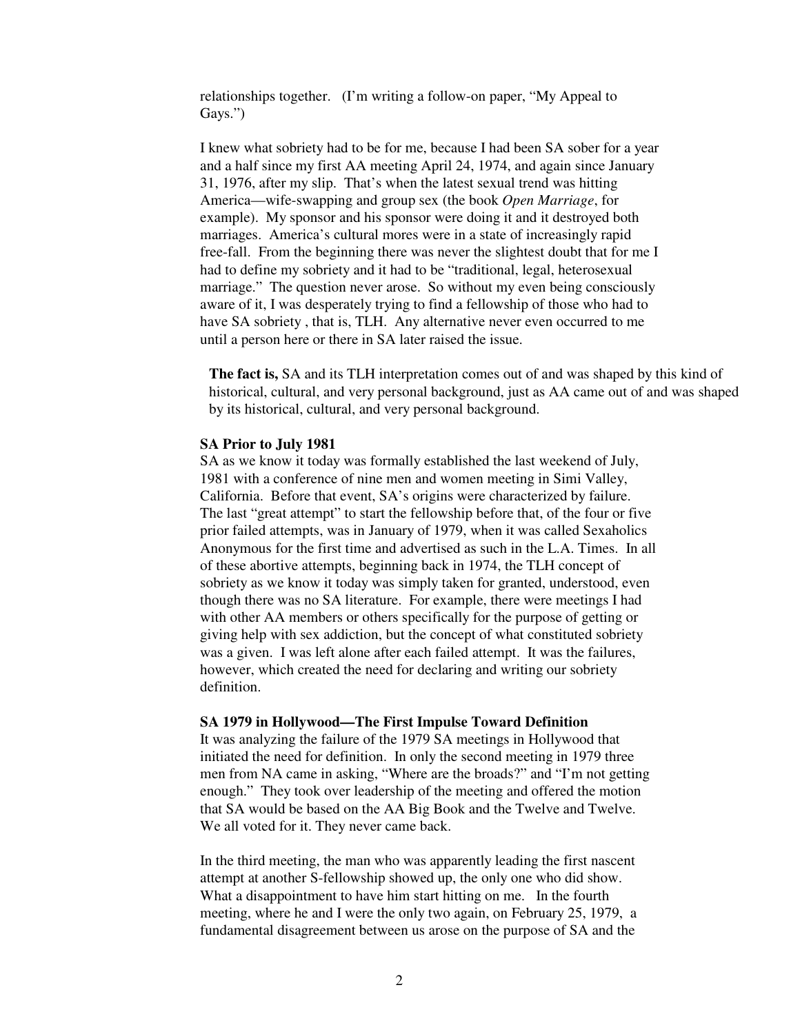relationships together. (I'm writing a follow-on paper, "My Appeal to Gays.")

I knew what sobriety had to be for me, because I had been SA sober for a year and a half since my first AA meeting April 24, 1974, and again since January 31, 1976, after my slip. That's when the latest sexual trend was hitting America—wife-swapping and group sex (the book *Open Marriage*, for example). My sponsor and his sponsor were doing it and it destroyed both marriages. America's cultural mores were in a state of increasingly rapid free-fall. From the beginning there was never the slightest doubt that for me I had to define my sobriety and it had to be "traditional, legal, heterosexual marriage." The question never arose. So without my even being consciously aware of it, I was desperately trying to find a fellowship of those who had to have SA sobriety , that is, TLH. Any alternative never even occurred to me until a person here or there in SA later raised the issue.

**The fact is,** SA and its TLH interpretation comes out of and was shaped by this kind of historical, cultural, and very personal background, just as AA came out of and was shaped by its historical, cultural, and very personal background.

**SA Prior to July 1981**

SA as we know it today was formally established the last weekend of July, 1981 with a conference of nine men and women meeting in Simi Valley, California. Before that event, SA's origins were characterized by failure. The last "great attempt" to start the fellowship before that, of the four or five prior failed attempts, was in January of 1979, when it was called Sexaholics Anonymous for the first time and advertised as such in the L.A. Times. In all of these abortive attempts, beginning back in 1974, the TLH concept of sobriety as we know it today was simply taken for granted, understood, even though there was no SA literature. For example, there were meetings I had with other AA members or others specifically for the purpose of getting or giving help with sex addiction, but the concept of what constituted sobriety was a given. I was left alone after each failed attempt. It was the failures, however, which created the need for declaring and writing our sobriety definition.

**SA 1979 in Hollywood—The First Impulse Toward Definition**

It was analyzing the failure of the 1979 SA meetings in Hollywood that initiated the need for definition. In only the second meeting in 1979 three men from NA came in asking, "Where are the broads?" and "I'm not getting enough." They took over leadership of the meeting and offered the motion that SA would be based on the AA Big Book and the Twelve and Twelve. We all voted for it. They never came back.

In the third meeting, the man who was apparently leading the first nascent attempt at another S-fellowship showed up, the only one who did show. What a disappointment to have him start hitting on me. In the fourth meeting, where he and I were the only two again, on February 25, 1979, a fundamental disagreement between us arose on the purpose of SA and the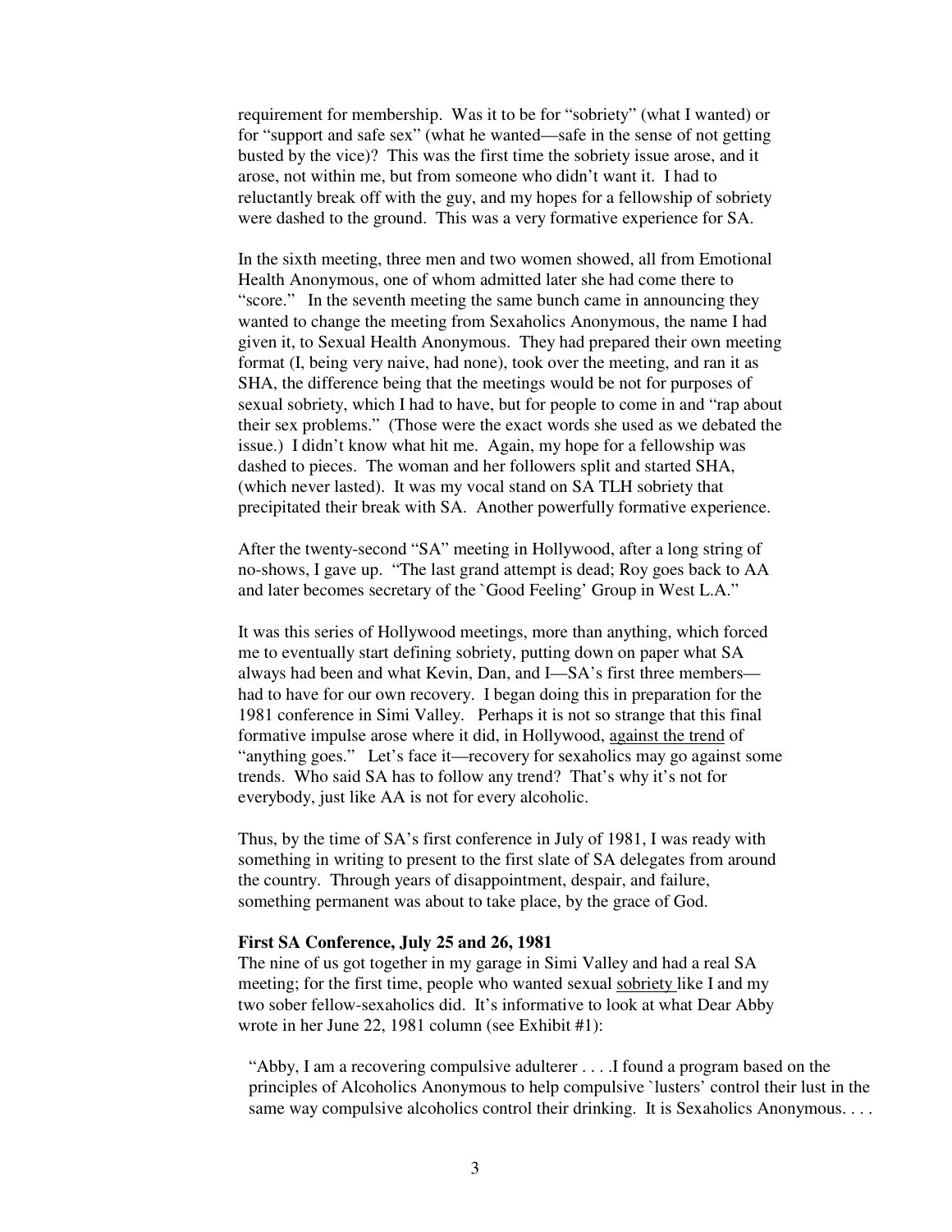requirement for membership. Was it to be for "sobriety" (what I wanted) or for "support and safe sex" (what he wanted—safe in the sense of not getting busted by the vice)? This was the first time the sobriety issue arose, and it arose, not within me, but from someone who didn't want it. I had to reluctantly break off with the guy, and my hopes for a fellowship of sobriety were dashed to the ground. This was a very formative experience for SA.

In the sixth meeting, three men and two women showed, all from Emotional Health Anonymous, one of whom admitted later she had come there to "score." In the seventh meeting the same bunch came in announcing they wanted to change the meeting from Sexaholics Anonymous, the name I had given it, to Sexual Health Anonymous. They had prepared their own meeting format (I, being very naive, had none), took over the meeting, and ran it as SHA, the difference being that the meetings would be not for purposes of sexual sobriety, which I had to have, but for people to come in and "rap about their sex problems." (Those were the exact words she used as we debated the issue.) I didn't know what hit me. Again, my hope for a fellowship was dashed to pieces. The woman and her followers split and started SHA, (which never lasted). It was my vocal stand on SA TLH sobriety that precipitated their break with SA. Another powerfully formative experience.

After the twenty-second "SA" meeting in Hollywood, after a long string of no-shows, I gave up. "The last grand attempt is dead; Roy goes back to AA and later becomes secretary of the `Good Feeling' Group in West L.A."

It was this series of Hollywood meetings, more than anything, which forced me to eventually start defining sobriety, putting down on paper what SA always had been and what Kevin, Dan, and I—SA's first three members—had to have for our own recovery. I began doing this in preparation for the 1981 conference in Simi Valley. Perhaps it is not so strange that this final formative impulse arose where it did, in Hollywood, <u>against the trend</u> of "anything goes." Let's face it—recovery for sexaholics may go against some trends. Who said SA has to follow any trend? That's why it's not for everybody, just like AA is not for every alcoholic.

Thus, by the time of SA's first conference in July of 1981, I was ready with something in writing to present to the first slate of SA delegates from around the country. Through years of disappointment, despair, and failure, something permanent was about to take place, by the grace of God.

**First SA Conference, July 25 and 26, 1981**

The nine of us got together in my garage in Simi Valley and had a real SA meeting; for the first time, people who wanted sexual <u>sobriety</u> like I and my two sober fellow-sexaholics did. It's informative to look at what Dear Abby wrote in her June 22, 1981 column (see Exhibit #1):

> "Abby, I am a recovering compulsive adulterer . . . .I found a program based on the principles of Alcoholics Anonymous to help compulsive `lusters' control their lust in the same way compulsive alcoholics control their drinking. It is Sexaholics Anonymous. . . .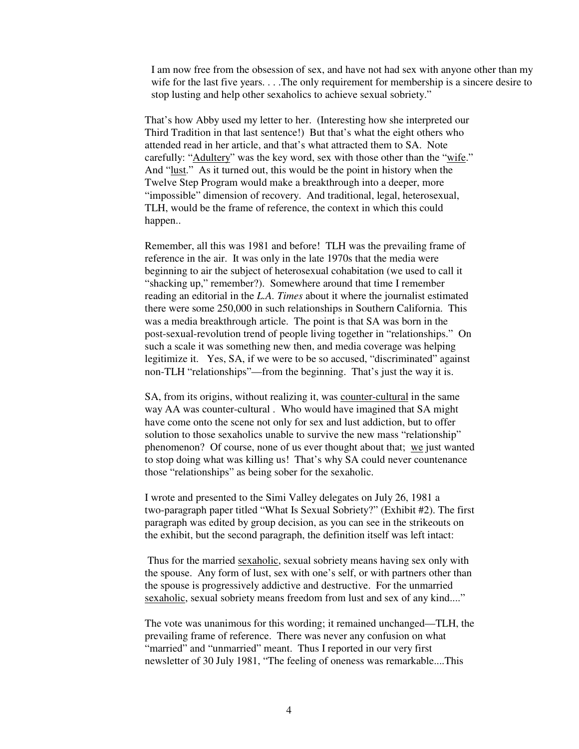> I am now free from the obsession of sex, and have not had sex with anyone other than my wife for the last five years. . . .The only requirement for membership is a sincere desire to stop lusting and help other sexaholics to achieve sexual sobriety."

That's how Abby used my letter to her. (Interesting how she interpreted our Third Tradition in that last sentence!) But that's what the eight others who attended read in her article, and that's what attracted them to SA. Note carefully: "<u>Adultery</u>" was the key word, sex with those other than the "<u>wife</u>." And "<u>lust</u>." As it turned out, this would be the point in history when the Twelve Step Program would make a breakthrough into a deeper, more "impossible" dimension of recovery. And traditional, legal, heterosexual, TLH, would be the frame of reference, the context in which this could happen..

Remember, all this was 1981 and before! TLH was the prevailing frame of reference in the air. It was only in the late 1970s that the media were beginning to air the subject of heterosexual cohabitation (we used to call it "shacking up," remember?). Somewhere around that time I remember reading an editorial in the *L.A. Times* about it where the journalist estimated there were some 250,000 in such relationships in Southern California. This was a media breakthrough article. The point is that SA was born in the post-sexual-revolution trend of people living together in "relationships." On such a scale it was something new then, and media coverage was helping legitimize it. Yes, SA, if we were to be so accused, "discriminated" against non-TLH "relationships"—from the beginning. That's just the way it is.

SA, from its origins, without realizing it, was <u>counter-cultural</u> in the same way AA was counter-cultural . Who would have imagined that SA might have come onto the scene not only for sex and lust addiction, but to offer solution to those sexaholics unable to survive the new mass "relationship" phenomenon? Of course, none of us ever thought about that; <u>we</u> just wanted to stop doing what was killing us! That's why SA could never countenance those "relationships" as being sober for the sexaholic.

I wrote and presented to the Simi Valley delegates on July 26, 1981 a two-paragraph paper titled "What Is Sexual Sobriety?" (Exhibit #2). The first paragraph was edited by group decision, as you can see in the strikeouts on the exhibit, but the second paragraph, the definition itself was left intact:

> Thus for the married <u>sexaholic</u>, sexual sobriety means having sex only with the spouse. Any form of lust, sex with one's self, or with partners other than the spouse is progressively addictive and destructive. For the unmarried <u>sexaholic</u>, sexual sobriety means freedom from lust and sex of any kind...."

The vote was unanimous for this wording; it remained unchanged—TLH, the prevailing frame of reference. There was never any confusion on what "married" and "unmarried" meant. Thus I reported in our very first newsletter of 30 July 1981, "The feeling of oneness was remarkable....This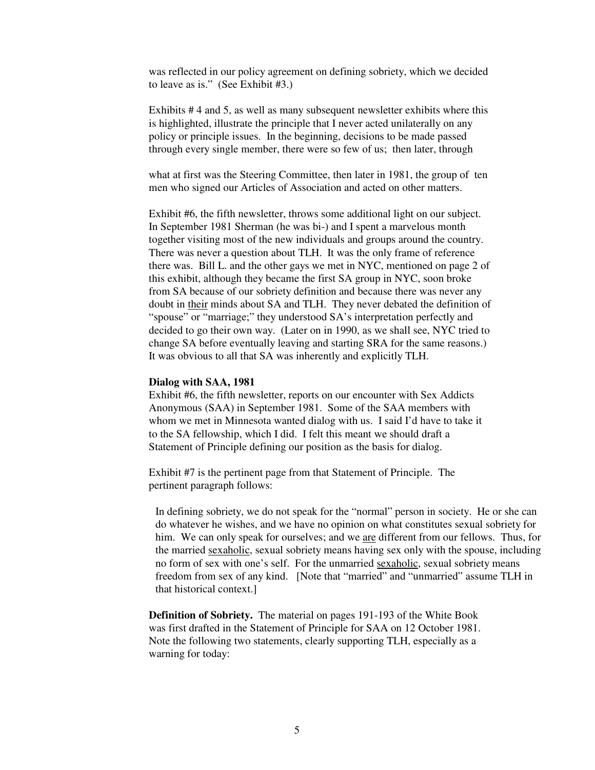was reflected in our policy agreement on defining sobriety, which we decided to leave as is." (See Exhibit #3.)

Exhibits # 4 and 5, as well as many subsequent newsletter exhibits where this is highlighted, illustrate the principle that I never acted unilaterally on any policy or principle issues. In the beginning, decisions to be made passed through every single member, there were so few of us; then later, through

what at first was the Steering Committee, then later in 1981, the group of ten men who signed our Articles of Association and acted on other matters.

Exhibit #6, the fifth newsletter, throws some additional light on our subject. In September 1981 Sherman (he was bi-) and I spent a marvelous month together visiting most of the new individuals and groups around the country. There was never a question about TLH. It was the only frame of reference there was. Bill L. and the other gays we met in NYC, mentioned on page 2 of this exhibit, although they became the first SA group in NYC, soon broke from SA because of our sobriety definition and because there was never any doubt in <u>their</u> minds about SA and TLH. They never debated the definition of "spouse" or "marriage;" they understood SA's interpretation perfectly and decided to go their own way. (Later on in 1990, as we shall see, NYC tried to change SA before eventually leaving and starting SRA for the same reasons.) It was obvious to all that SA was inherently and explicitly TLH.

**Dialog with SAA, 1981**

Exhibit #6, the fifth newsletter, reports on our encounter with Sex Addicts Anonymous (SAA) in September 1981. Some of the SAA members with whom we met in Minnesota wanted dialog with us. I said I'd have to take it to the SA fellowship, which I did. I felt this meant we should draft a Statement of Principle defining our position as the basis for dialog.

Exhibit #7 is the pertinent page from that Statement of Principle. The pertinent paragraph follows:

> In defining sobriety, we do not speak for the "normal" person in society. He or she can do whatever he wishes, and we have no opinion on what constitutes sexual sobriety for him. We can only speak for ourselves; and we <u>are</u> different from our fellows. Thus, for the married <u>sexaholic</u>, sexual sobriety means having sex only with the spouse, including no form of sex with one's self. For the unmarried <u>sexaholic</u>, sexual sobriety means freedom from sex of any kind. [Note that "married" and "unmarried" assume TLH in that historical context.]

**Definition of Sobriety.** The material on pages 191-193 of the White Book was first drafted in the Statement of Principle for SAA on 12 October 1981. Note the following two statements, clearly supporting TLH, especially as a warning for today: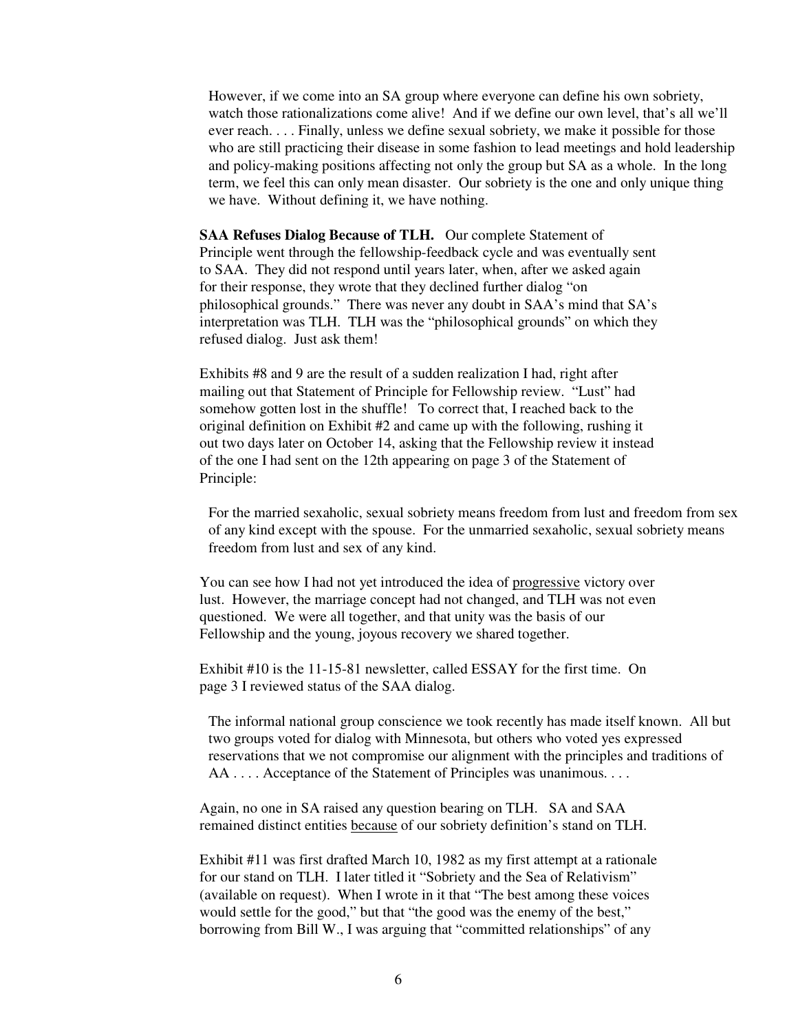> However, if we come into an SA group where everyone can define his own sobriety, watch those rationalizations come alive! And if we define our own level, that's all we'll ever reach. . . . Finally, unless we define sexual sobriety, we make it possible for those who are still practicing their disease in some fashion to lead meetings and hold leadership and policy-making positions affecting not only the group but SA as a whole. In the long term, we feel this can only mean disaster. Our sobriety is the one and only unique thing we have. Without defining it, we have nothing.

**SAA Refuses Dialog Because of TLH.** Our complete Statement of Principle went through the fellowship-feedback cycle and was eventually sent to SAA. They did not respond until years later, when, after we asked again for their response, they wrote that they declined further dialog "on philosophical grounds." There was never any doubt in SAA's mind that SA's interpretation was TLH. TLH was the "philosophical grounds" on which they refused dialog. Just ask them!

Exhibits #8 and 9 are the result of a sudden realization I had, right after mailing out that Statement of Principle for Fellowship review. "Lust" had somehow gotten lost in the shuffle! To correct that, I reached back to the original definition on Exhibit #2 and came up with the following, rushing it out two days later on October 14, asking that the Fellowship review it instead of the one I had sent on the 12th appearing on page 3 of the Statement of Principle:

> For the married sexaholic, sexual sobriety means freedom from lust and freedom from sex of any kind except with the spouse. For the unmarried sexaholic, sexual sobriety means freedom from lust and sex of any kind.

You can see how I had not yet introduced the idea of <u>progressive</u> victory over lust. However, the marriage concept had not changed, and TLH was not even questioned. We were all together, and that unity was the basis of our Fellowship and the young, joyous recovery we shared together.

Exhibit #10 is the 11-15-81 newsletter, called ESSAY for the first time. On page 3 I reviewed status of the SAA dialog.

> The informal national group conscience we took recently has made itself known. All but two groups voted for dialog with Minnesota, but others who voted yes expressed reservations that we not compromise our alignment with the principles and traditions of AA . . . . Acceptance of the Statement of Principles was unanimous. . . .

Again, no one in SA raised any question bearing on TLH. SA and SAA remained distinct entities <u>because</u> of our sobriety definition's stand on TLH.

Exhibit #11 was first drafted March 10, 1982 as my first attempt at a rationale for our stand on TLH. I later titled it "Sobriety and the Sea of Relativism" (available on request). When I wrote in it that "The best among these voices would settle for the good," but that "the good was the enemy of the best," borrowing from Bill W., I was arguing that "committed relationships" of any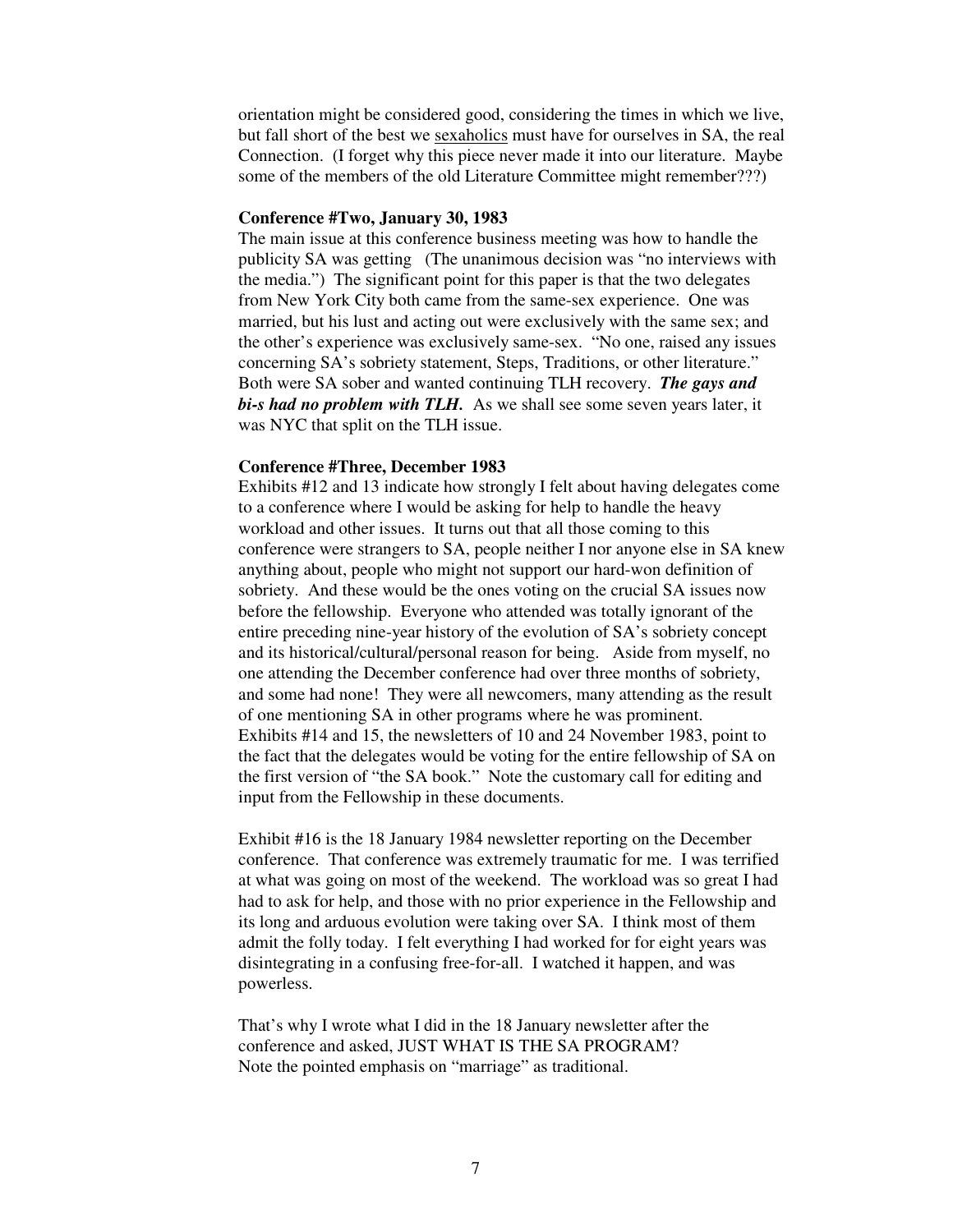orientation might be considered good, considering the times in which we live, but fall short of the best we <u>sexaholics</u> must have for ourselves in SA, the real Connection. (I forget why this piece never made it into our literature. Maybe some of the members of the old Literature Committee might remember???)

**Conference #Two, January 30, 1983**

The main issue at this conference business meeting was how to handle the publicity SA was getting (The unanimous decision was "no interviews with the media.") The significant point for this paper is that the two delegates from New York City both came from the same-sex experience. One was married, but his lust and acting out were exclusively with the same sex; and the other's experience was exclusively same-sex. "No one, raised any issues concerning SA's sobriety statement, Steps, Traditions, or other literature." Both were SA sober and wanted continuing TLH recovery. ***The gays and bi-s had no problem with TLH.*** As we shall see some seven years later, it was NYC that split on the TLH issue.

**Conference #Three, December 1983**

Exhibits #12 and 13 indicate how strongly I felt about having delegates come to a conference where I would be asking for help to handle the heavy workload and other issues. It turns out that all those coming to this conference were strangers to SA, people neither I nor anyone else in SA knew anything about, people who might not support our hard-won definition of sobriety. And these would be the ones voting on the crucial SA issues now before the fellowship. Everyone who attended was totally ignorant of the entire preceding nine-year history of the evolution of SA's sobriety concept and its historical/cultural/personal reason for being. Aside from myself, no one attending the December conference had over three months of sobriety, and some had none! They were all newcomers, many attending as the result of one mentioning SA in other programs where he was prominent. Exhibits #14 and 15, the newsletters of 10 and 24 November 1983, point to the fact that the delegates would be voting for the entire fellowship of SA on the first version of "the SA book." Note the customary call for editing and input from the Fellowship in these documents.

Exhibit #16 is the 18 January 1984 newsletter reporting on the December conference. That conference was extremely traumatic for me. I was terrified at what was going on most of the weekend. The workload was so great I had had to ask for help, and those with no prior experience in the Fellowship and its long and arduous evolution were taking over SA. I think most of them admit the folly today. I felt everything I had worked for for eight years was disintegrating in a confusing free-for-all. I watched it happen, and was powerless.

That's why I wrote what I did in the 18 January newsletter after the conference and asked, JUST WHAT IS THE SA PROGRAM? Note the pointed emphasis on "marriage" as traditional.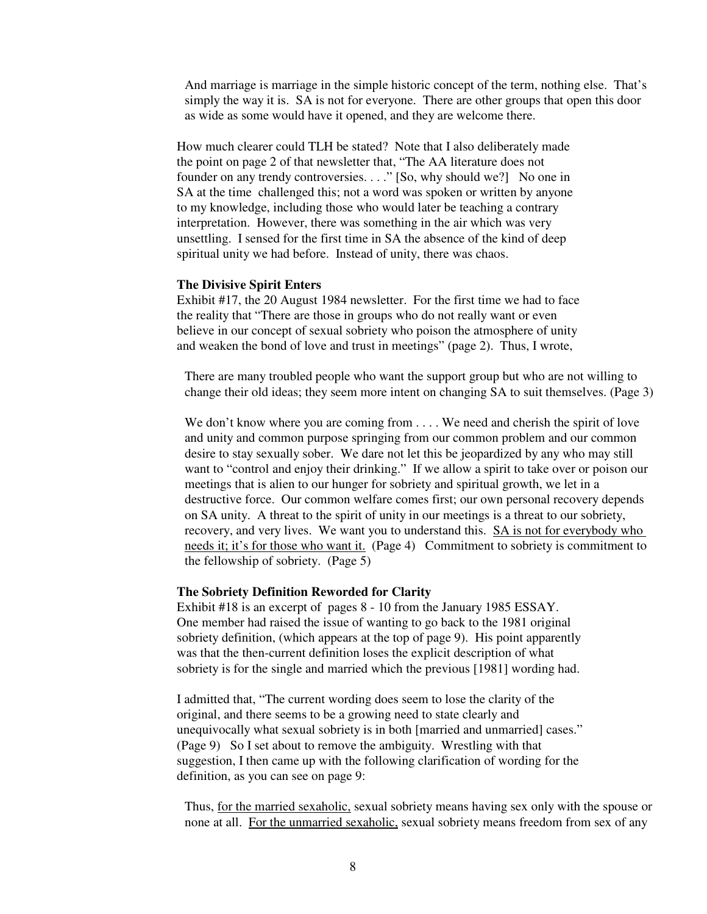> And marriage is marriage in the simple historic concept of the term, nothing else. That's simply the way it is. SA is not for everyone. There are other groups that open this door as wide as some would have it opened, and they are welcome there.

How much clearer could TLH be stated? Note that I also deliberately made the point on page 2 of that newsletter that, "The AA literature does not founder on any trendy controversies. . . ." [So, why should we?] No one in SA at the time challenged this; not a word was spoken or written by anyone to my knowledge, including those who would later be teaching a contrary interpretation. However, there was something in the air which was very unsettling. I sensed for the first time in SA the absence of the kind of deep spiritual unity we had before. Instead of unity, there was chaos.

**The Divisive Spirit Enters**

Exhibit #17, the 20 August 1984 newsletter. For the first time we had to face the reality that "There are those in groups who do not really want or even believe in our concept of sexual sobriety who poison the atmosphere of unity and weaken the bond of love and trust in meetings" (page 2). Thus, I wrote,

> There are many troubled people who want the support group but who are not willing to change their old ideas; they seem more intent on changing SA to suit themselves. (Page 3)

> We don't know where you are coming from . . . . We need and cherish the spirit of love and unity and common purpose springing from our common problem and our common desire to stay sexually sober. We dare not let this be jeopardized by any who may still want to "control and enjoy their drinking." If we allow a spirit to take over or poison our meetings that is alien to our hunger for sobriety and spiritual growth, we let in a destructive force. Our common welfare comes first; our own personal recovery depends on SA unity. A threat to the spirit of unity in our meetings is a threat to our sobriety, recovery, and very lives. We want you to understand this. <u>SA is not for everybody who needs it; it's for those who want it.</u> (Page 4) Commitment to sobriety is commitment to the fellowship of sobriety. (Page 5)

**The Sobriety Definition Reworded for Clarity**

Exhibit #18 is an excerpt of pages 8 - 10 from the January 1985 ESSAY. One member had raised the issue of wanting to go back to the 1981 original sobriety definition, (which appears at the top of page 9). His point apparently was that the then-current definition loses the explicit description of what sobriety is for the single and married which the previous [1981] wording had.

I admitted that, "The current wording does seem to lose the clarity of the original, and there seems to be a growing need to state clearly and unequivocally what sexual sobriety is in both [married and unmarried] cases." (Page 9) So I set about to remove the ambiguity. Wrestling with that suggestion, I then came up with the following clarification of wording for the definition, as you can see on page 9:

> Thus, <u>for the married sexaholic,</u> sexual sobriety means having sex only with the spouse or none at all. <u>For the unmarried sexaholic,</u> sexual sobriety means freedom from sex of any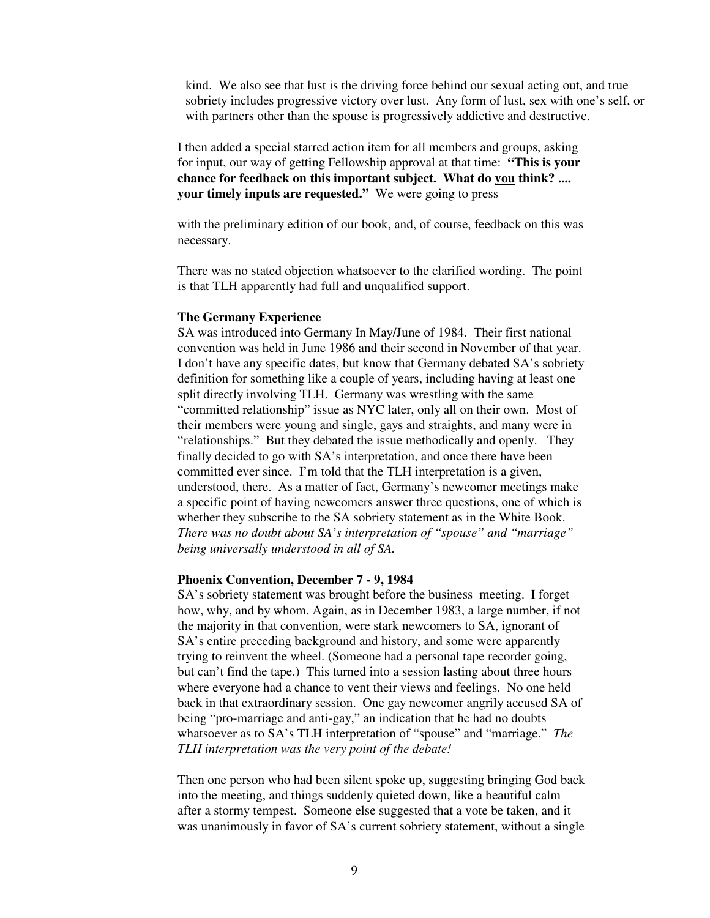kind. We also see that lust is the driving force behind our sexual acting out, and true sobriety includes progressive victory over lust. Any form of lust, sex with one's self, or with partners other than the spouse is progressively addictive and destructive.

I then added a special starred action item for all members and groups, asking for input, our way of getting Fellowship approval at that time: **"This is your chance for feedback on this important subject. What do <u>you</u> think? .... your timely inputs are requested."** We were going to press

with the preliminary edition of our book, and, of course, feedback on this was necessary.

There was no stated objection whatsoever to the clarified wording. The point is that TLH apparently had full and unqualified support.

**The Germany Experience**

SA was introduced into Germany In May/June of 1984. Their first national convention was held in June 1986 and their second in November of that year. I don't have any specific dates, but know that Germany debated SA's sobriety definition for something like a couple of years, including having at least one split directly involving TLH. Germany was wrestling with the same "committed relationship" issue as NYC later, only all on their own. Most of their members were young and single, gays and straights, and many were in "relationships." But they debated the issue methodically and openly. They finally decided to go with SA's interpretation, and once there have been committed ever since. I'm told that the TLH interpretation is a given, understood, there. As a matter of fact, Germany's newcomer meetings make a specific point of having newcomers answer three questions, one of which is whether they subscribe to the SA sobriety statement as in the White Book. *There was no doubt about SA's interpretation of "spouse" and "marriage" being universally understood in all of SA.*

**Phoenix Convention, December 7 - 9, 1984**

SA's sobriety statement was brought before the business meeting. I forget how, why, and by whom. Again, as in December 1983, a large number, if not the majority in that convention, were stark newcomers to SA, ignorant of SA's entire preceding background and history, and some were apparently trying to reinvent the wheel. (Someone had a personal tape recorder going, but can't find the tape.) This turned into a session lasting about three hours where everyone had a chance to vent their views and feelings. No one held back in that extraordinary session. One gay newcomer angrily accused SA of being "pro-marriage and anti-gay," an indication that he had no doubts whatsoever as to SA's TLH interpretation of "spouse" and "marriage." *The TLH interpretation was the very point of the debate!*

Then one person who had been silent spoke up, suggesting bringing God back into the meeting, and things suddenly quieted down, like a beautiful calm after a stormy tempest. Someone else suggested that a vote be taken, and it was unanimously in favor of SA's current sobriety statement, without a single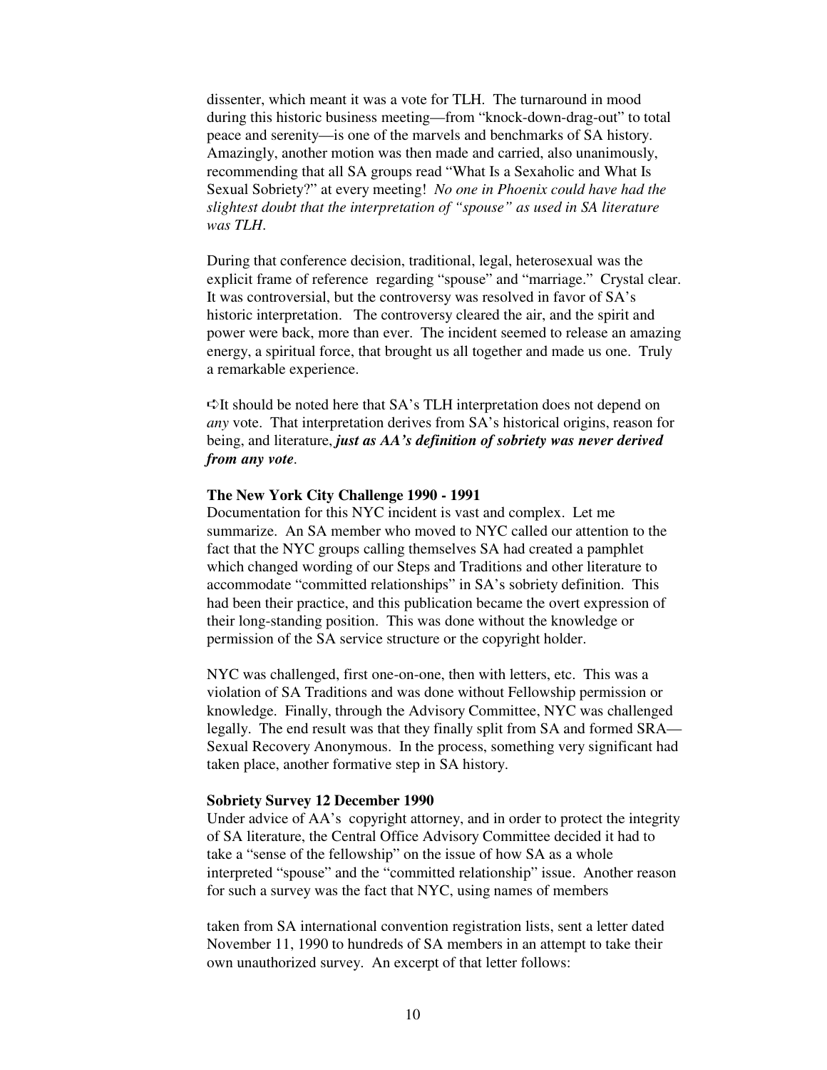dissenter, which meant it was a vote for TLH. The turnaround in mood during this historic business meeting—from "knock-down-drag-out" to total peace and serenity—is one of the marvels and benchmarks of SA history. Amazingly, another motion was then made and carried, also unanimously, recommending that all SA groups read "What Is a Sexaholic and What Is Sexual Sobriety?" at every meeting! *No one in Phoenix could have had the slightest doubt that the interpretation of "spouse" as used in SA literature was TLH*.

During that conference decision, traditional, legal, heterosexual was the explicit frame of reference regarding "spouse" and "marriage." Crystal clear. It was controversial, but the controversy was resolved in favor of SA's historic interpretation. The controversy cleared the air, and the spirit and power were back, more than ever. The incident seemed to release an amazing energy, a spiritual force, that brought us all together and made us one. Truly a remarkable experience.

➪It should be noted here that SA's TLH interpretation does not depend on *any* vote. That interpretation derives from SA's historical origins, reason for being, and literature, ***just as AA's definition of sobriety was never derived from any vote***.

**The New York City Challenge 1990 - 1991**

Documentation for this NYC incident is vast and complex. Let me summarize. An SA member who moved to NYC called our attention to the fact that the NYC groups calling themselves SA had created a pamphlet which changed wording of our Steps and Traditions and other literature to accommodate "committed relationships" in SA's sobriety definition. This had been their practice, and this publication became the overt expression of their long-standing position. This was done without the knowledge or permission of the SA service structure or the copyright holder.

NYC was challenged, first one-on-one, then with letters, etc. This was a violation of SA Traditions and was done without Fellowship permission or knowledge. Finally, through the Advisory Committee, NYC was challenged legally. The end result was that they finally split from SA and formed SRA—Sexual Recovery Anonymous. In the process, something very significant had taken place, another formative step in SA history.

**Sobriety Survey 12 December 1990**

Under advice of AA's copyright attorney, and in order to protect the integrity of SA literature, the Central Office Advisory Committee decided it had to take a "sense of the fellowship" on the issue of how SA as a whole interpreted "spouse" and the "committed relationship" issue. Another reason for such a survey was the fact that NYC, using names of members taken from SA international convention registration lists, sent a letter dated November 11, 1990 to hundreds of SA members in an attempt to take their own unauthorized survey. An excerpt of that letter follows: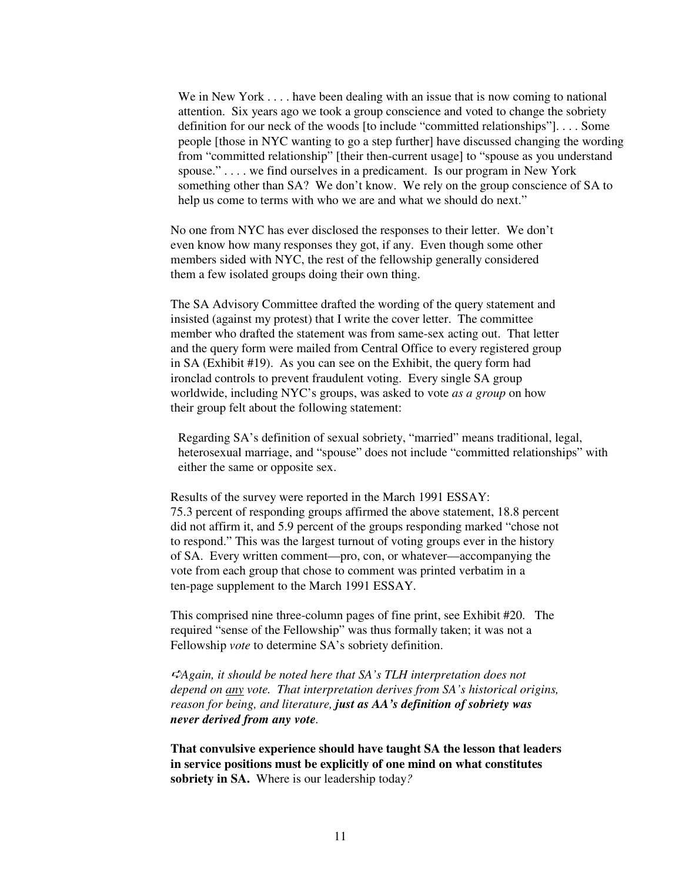> We in New York . . . . have been dealing with an issue that is now coming to national attention. Six years ago we took a group conscience and voted to change the sobriety definition for our neck of the woods [to include "committed relationships"]. . . . Some people [those in NYC wanting to go a step further] have discussed changing the wording from "committed relationship" [their then-current usage] to "spouse as you understand spouse." . . . . we find ourselves in a predicament. Is our program in New York something other than SA? We don't know. We rely on the group conscience of SA to help us come to terms with who we are and what we should do next."

No one from NYC has ever disclosed the responses to their letter. We don't even know how many responses they got, if any. Even though some other members sided with NYC, the rest of the fellowship generally considered them a few isolated groups doing their own thing.

The SA Advisory Committee drafted the wording of the query statement and insisted (against my protest) that I write the cover letter. The committee member who drafted the statement was from same-sex acting out. That letter and the query form were mailed from Central Office to every registered group in SA (Exhibit #19). As you can see on the Exhibit, the query form had ironclad controls to prevent fraudulent voting. Every single SA group worldwide, including NYC's groups, was asked to vote *as a group* on how their group felt about the following statement:

> Regarding SA's definition of sexual sobriety, "married" means traditional, legal, heterosexual marriage, and "spouse" does not include "committed relationships" with either the same or opposite sex.

Results of the survey were reported in the March 1991 ESSAY: 75.3 percent of responding groups affirmed the above statement, 18.8 percent did not affirm it, and 5.9 percent of the groups responding marked "chose not to respond." This was the largest turnout of voting groups ever in the history of SA. Every written comment—pro, con, or whatever—accompanying the vote from each group that chose to comment was printed verbatim in a ten-page supplement to the March 1991 ESSAY.

This comprised nine three-column pages of fine print, see Exhibit #20. The required "sense of the Fellowship" was thus formally taken; it was not a Fellowship *vote* to determine SA's sobriety definition.

➪*Again, it should be noted here that SA's TLH interpretation does not depend on any vote. That interpretation derives from SA's historical origins, reason for being, and literature,* ***just as AA's definition of sobriety was never derived from any vote****.*

**That convulsive experience should have taught SA the lesson that leaders in service positions must be explicitly of one mind on what constitutes sobriety in SA.** Where is our leadership today*?*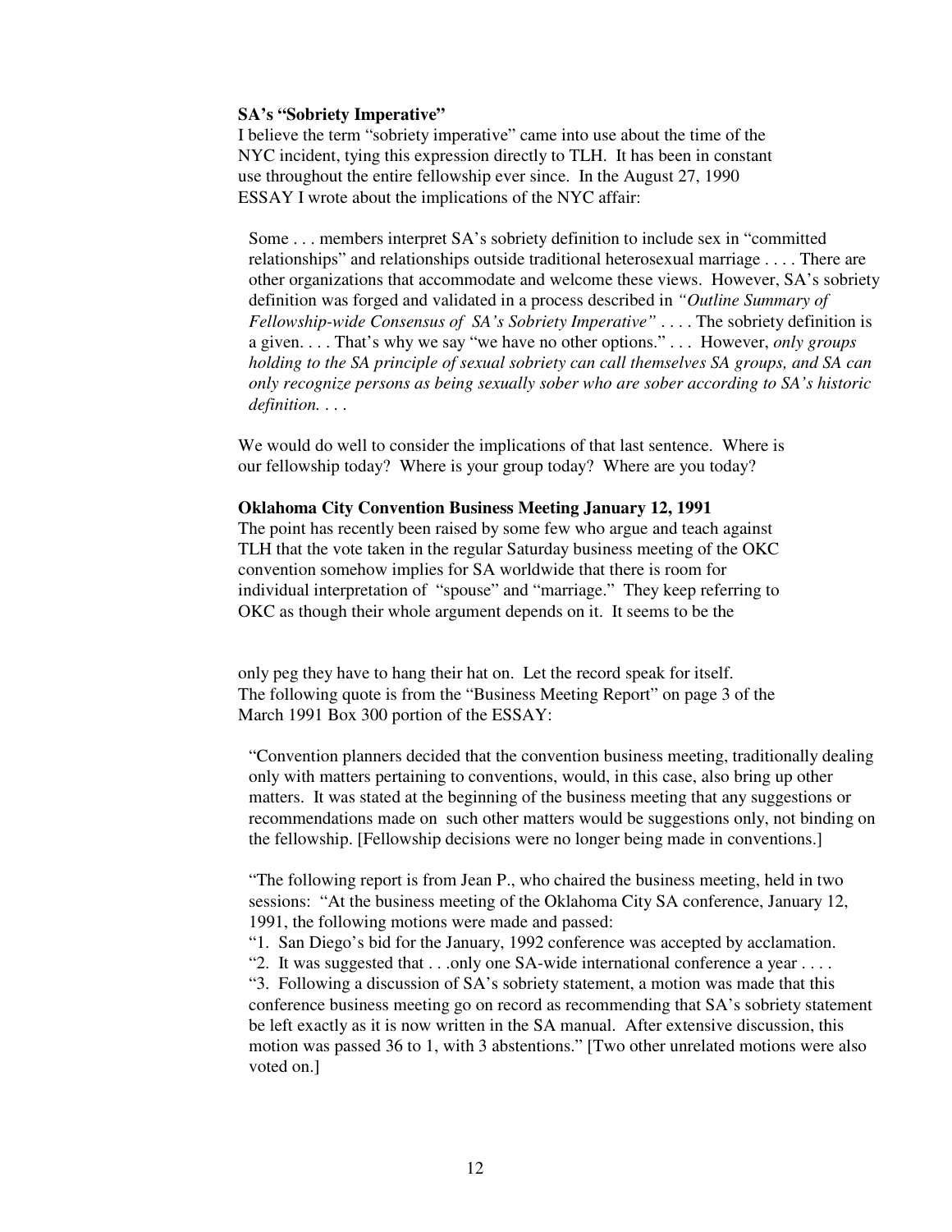**SA's "Sobriety Imperative"**

I believe the term "sobriety imperative" came into use about the time of the NYC incident, tying this expression directly to TLH. It has been in constant use throughout the entire fellowship ever since. In the August 27, 1990 ESSAY I wrote about the implications of the NYC affair:

> Some . . . members interpret SA's sobriety definition to include sex in "committed relationships" and relationships outside traditional heterosexual marriage . . . . There are other organizations that accommodate and welcome these views. However, SA's sobriety definition was forged and validated in a process described in *"Outline Summary of Fellowship-wide Consensus of SA's Sobriety Imperative"* . . . . The sobriety definition is a given. . . . That's why we say "we have no other options." . . . However, *only groups holding to the SA principle of sexual sobriety can call themselves SA groups, and SA can only recognize persons as being sexually sober who are sober according to SA's historic definition.* . . .

We would do well to consider the implications of that last sentence. Where is our fellowship today? Where is your group today? Where are you today?

**Oklahoma City Convention Business Meeting January 12, 1991**

The point has recently been raised by some few who argue and teach against TLH that the vote taken in the regular Saturday business meeting of the OKC convention somehow implies for SA worldwide that there is room for individual interpretation of "spouse" and "marriage." They keep referring to OKC as though their whole argument depends on it. It seems to be the only peg they have to hang their hat on. Let the record speak for itself. The following quote is from the "Business Meeting Report" on page 3 of the March 1991 Box 300 portion of the ESSAY:

> "Convention planners decided that the convention business meeting, traditionally dealing only with matters pertaining to conventions, would, in this case, also bring up other matters. It was stated at the beginning of the business meeting that any suggestions or recommendations made on such other matters would be suggestions only, not binding on the fellowship. [Fellowship decisions were no longer being made in conventions.]
>
> "The following report is from Jean P., who chaired the business meeting, held in two sessions: "At the business meeting of the Oklahoma City SA conference, January 12, 1991, the following motions were made and passed:
>
> "1. San Diego's bid for the January, 1992 conference was accepted by acclamation.
>
> "2. It was suggested that . . .only one SA-wide international conference a year . . . .
>
> "3. Following a discussion of SA's sobriety statement, a motion was made that this conference business meeting go on record as recommending that SA's sobriety statement be left exactly as it is now written in the SA manual. After extensive discussion, this motion was passed 36 to 1, with 3 abstentions." [Two other unrelated motions were also voted on.]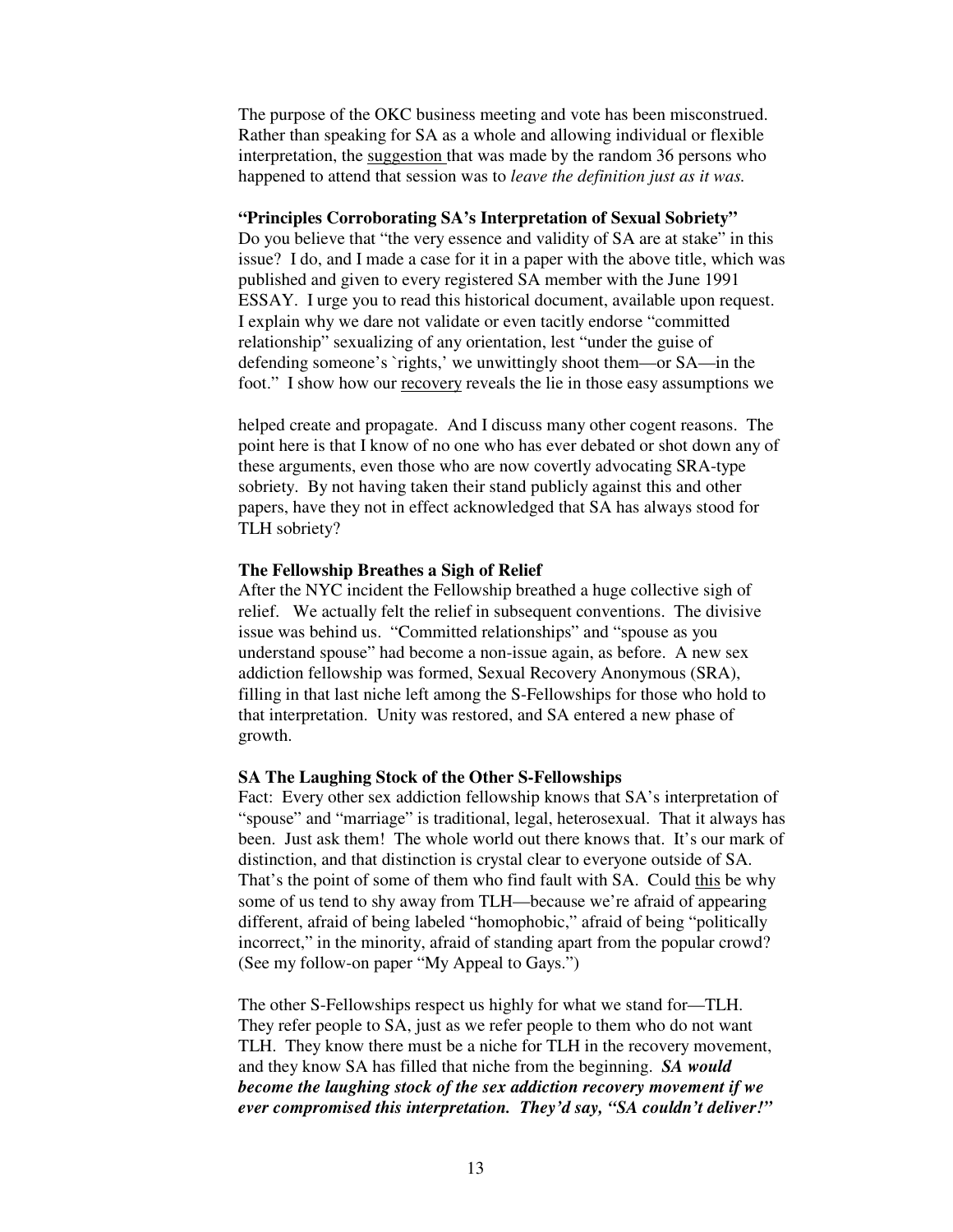The purpose of the OKC business meeting and vote has been misconstrued. Rather than speaking for SA as a whole and allowing individual or flexible interpretation, the suggestion that was made by the random 36 persons who happened to attend that session was to *leave the definition just as it was.*

**"Principles Corroborating SA's Interpretation of Sexual Sobriety"**

Do you believe that "the very essence and validity of SA are at stake" in this issue? I do, and I made a case for it in a paper with the above title, which was published and given to every registered SA member with the June 1991 ESSAY. I urge you to read this historical document, available upon request. I explain why we dare not validate or even tacitly endorse "committed relationship" sexualizing of any orientation, lest "under the guise of defending someone's `rights,' we unwittingly shoot them—or SA—in the foot." I show how our recovery reveals the lie in those easy assumptions we helped create and propagate. And I discuss many other cogent reasons. The point here is that I know of no one who has ever debated or shot down any of these arguments, even those who are now covertly advocating SRA-type sobriety. By not having taken their stand publicly against this and other papers, have they not in effect acknowledged that SA has always stood for TLH sobriety?

**The Fellowship Breathes a Sigh of Relief**

After the NYC incident the Fellowship breathed a huge collective sigh of relief. We actually felt the relief in subsequent conventions. The divisive issue was behind us. "Committed relationships" and "spouse as you understand spouse" had become a non-issue again, as before. A new sex addiction fellowship was formed, Sexual Recovery Anonymous (SRA), filling in that last niche left among the S-Fellowships for those who hold to that interpretation. Unity was restored, and SA entered a new phase of growth.

**SA The Laughing Stock of the Other S-Fellowships**

Fact: Every other sex addiction fellowship knows that SA's interpretation of "spouse" and "marriage" is traditional, legal, heterosexual. That it always has been. Just ask them! The whole world out there knows that. It's our mark of distinction, and that distinction is crystal clear to everyone outside of SA. That's the point of some of them who find fault with SA. Could this be why some of us tend to shy away from TLH—because we're afraid of appearing different, afraid of being labeled "homophobic," afraid of being "politically incorrect," in the minority, afraid of standing apart from the popular crowd? (See my follow-on paper "My Appeal to Gays.")

The other S-Fellowships respect us highly for what we stand for—TLH. They refer people to SA, just as we refer people to them who do not want TLH. They know there must be a niche for TLH in the recovery movement, and they know SA has filled that niche from the beginning. ***SA would become the laughing stock of the sex addiction recovery movement if we ever compromised this interpretation. They'd say, "SA couldn't deliver!"***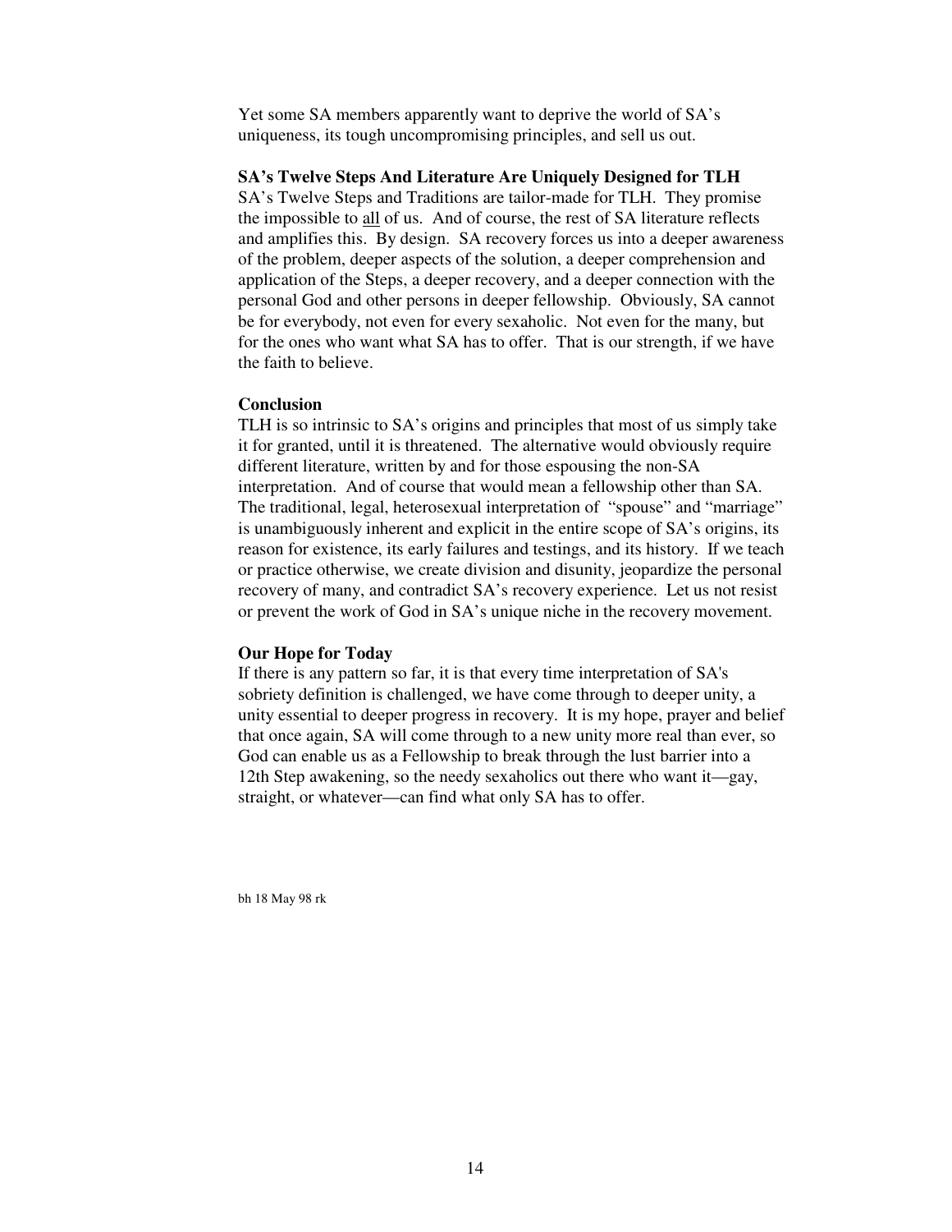Yet some SA members apparently want to deprive the world of SA's uniqueness, its tough uncompromising principles, and sell us out.

**SA's Twelve Steps And Literature Are Uniquely Designed for TLH**

SA's Twelve Steps and Traditions are tailor-made for TLH. They promise the impossible to <u>all</u> of us. And of course, the rest of SA literature reflects and amplifies this. By design. SA recovery forces us into a deeper awareness of the problem, deeper aspects of the solution, a deeper comprehension and application of the Steps, a deeper recovery, and a deeper connection with the personal God and other persons in deeper fellowship. Obviously, SA cannot be for everybody, not even for every sexaholic. Not even for the many, but for the ones who want what SA has to offer. That is our strength, if we have the faith to believe.

**Conclusion**

TLH is so intrinsic to SA's origins and principles that most of us simply take it for granted, until it is threatened. The alternative would obviously require different literature, written by and for those espousing the non-SA interpretation. And of course that would mean a fellowship other than SA. The traditional, legal, heterosexual interpretation of "spouse" and "marriage" is unambiguously inherent and explicit in the entire scope of SA's origins, its reason for existence, its early failures and testings, and its history. If we teach or practice otherwise, we create division and disunity, jeopardize the personal recovery of many, and contradict SA's recovery experience. Let us not resist or prevent the work of God in SA's unique niche in the recovery movement.

**Our Hope for Today**

If there is any pattern so far, it is that every time interpretation of SA's sobriety definition is challenged, we have come through to deeper unity, a unity essential to deeper progress in recovery. It is my hope, prayer and belief that once again, SA will come through to a new unity more real than ever, so God can enable us as a Fellowship to break through the lust barrier into a 12th Step awakening, so the needy sexaholics out there who want it—gay, straight, or whatever—can find what only SA has to offer.

bh 18 May 98 rk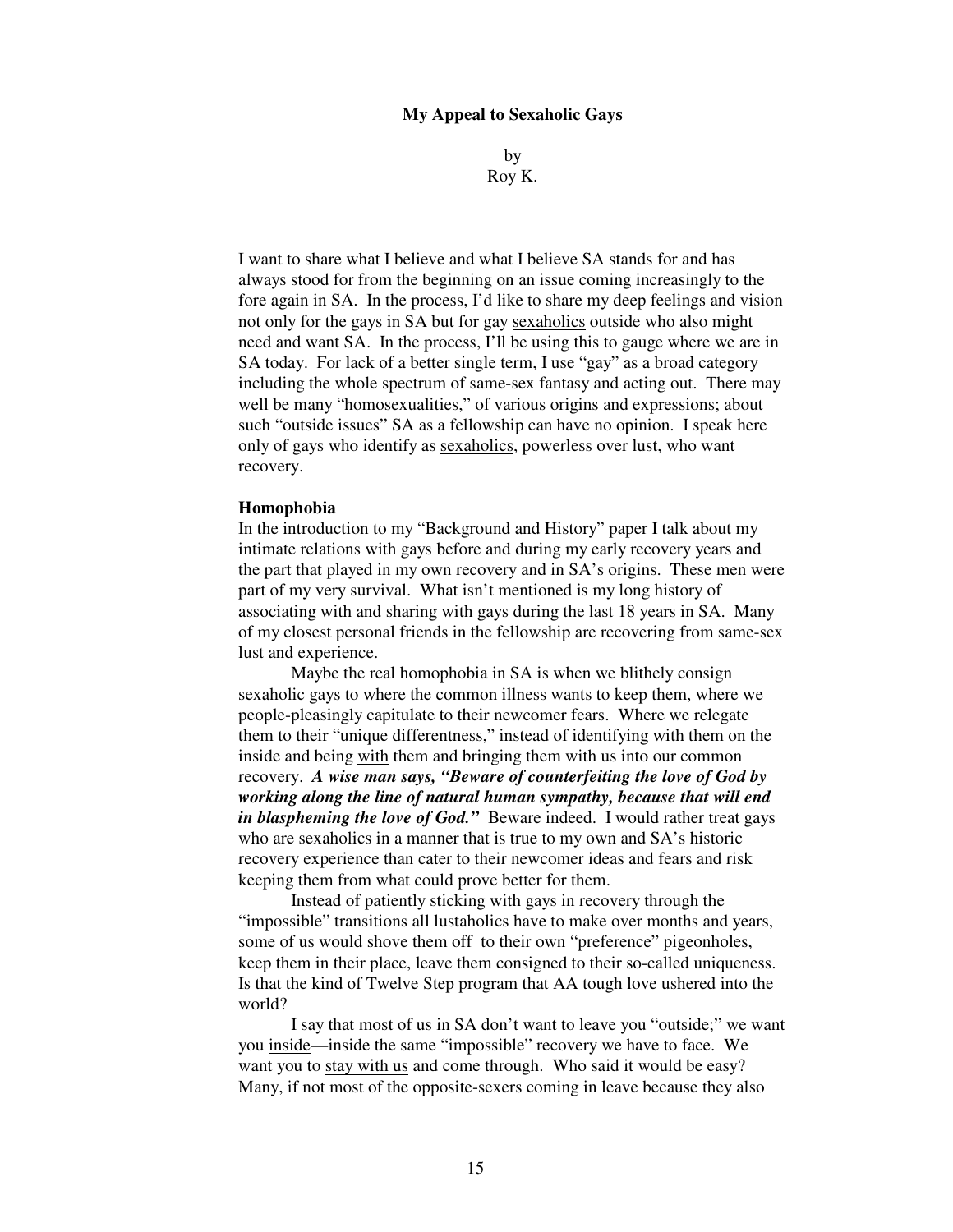**My Appeal to Sexaholic Gays**

by
Roy K.

I want to share what I believe and what I believe SA stands for and has always stood for from the beginning on an issue coming increasingly to the fore again in SA. In the process, I'd like to share my deep feelings and vision not only for the gays in SA but for gay <u>sexaholics</u> outside who also might need and want SA. In the process, I'll be using this to gauge where we are in SA today. For lack of a better single term, I use "gay" as a broad category including the whole spectrum of same-sex fantasy and acting out. There may well be many "homosexualities," of various origins and expressions; about such "outside issues" SA as a fellowship can have no opinion. I speak here only of gays who identify as <u>sexaholics</u>, powerless over lust, who want recovery.

**Homophobia**

In the introduction to my "Background and History" paper I talk about my intimate relations with gays before and during my early recovery years and the part that played in my own recovery and in SA's origins. These men were part of my very survival. What isn't mentioned is my long history of associating with and sharing with gays during the last 18 years in SA. Many of my closest personal friends in the fellowship are recovering from same-sex lust and experience.

Maybe the real homophobia in SA is when we blithely consign sexaholic gays to where the common illness wants to keep them, where we people-pleasingly capitulate to their newcomer fears. Where we relegate them to their "unique differentness," instead of identifying with them on the inside and being <u>with</u> them and bringing them with us into our common recovery. ***A wise man says, "Beware of counterfeiting the love of God by working along the line of natural human sympathy, because that will end in blaspheming the love of God."*** Beware indeed. I would rather treat gays who are sexaholics in a manner that is true to my own and SA's historic recovery experience than cater to their newcomer ideas and fears and risk keeping them from what could prove better for them.

Instead of patiently sticking with gays in recovery through the "impossible" transitions all lustaholics have to make over months and years, some of us would shove them off to their own "preference" pigeonholes, keep them in their place, leave them consigned to their so-called uniqueness. Is that the kind of Twelve Step program that AA tough love ushered into the world?

I say that most of us in SA don't want to leave you "outside;" we want you <u>inside</u>—inside the same "impossible" recovery we have to face. We want you to <u>stay with us</u> and come through. Who said it would be easy? Many, if not most of the opposite-sexers coming in leave because they also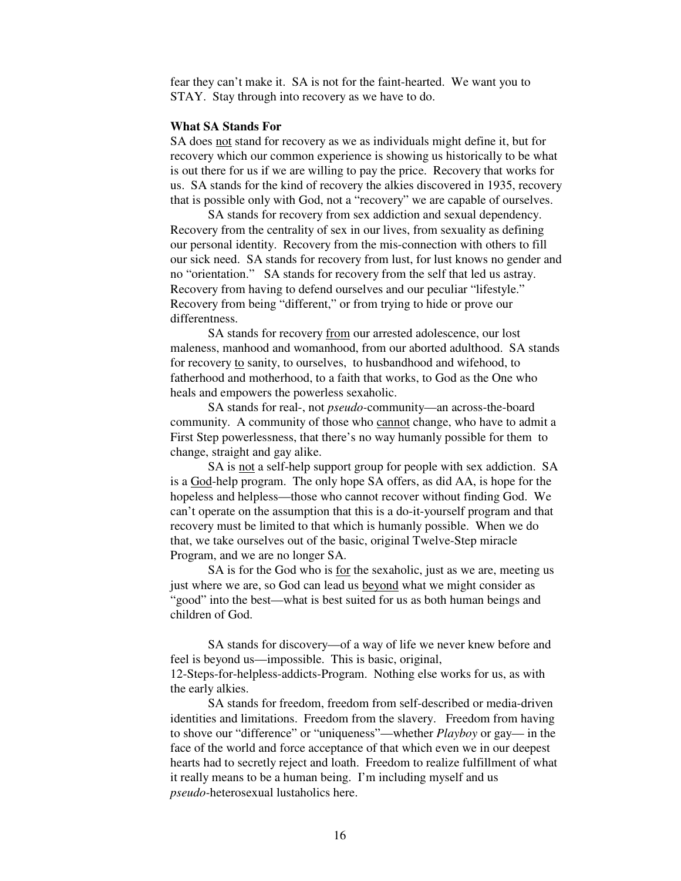fear they can't make it. SA is not for the faint-hearted. We want you to STAY. Stay through into recovery as we have to do.

**What SA Stands For**

SA does not stand for recovery as we as individuals might define it, but for recovery which our common experience is showing us historically to be what is out there for us if we are willing to pay the price. Recovery that works for us. SA stands for the kind of recovery the alkies discovered in 1935, recovery that is possible only with God, not a "recovery" we are capable of ourselves.

SA stands for recovery from sex addiction and sexual dependency. Recovery from the centrality of sex in our lives, from sexuality as defining our personal identity. Recovery from the mis-connection with others to fill our sick need. SA stands for recovery from lust, for lust knows no gender and no "orientation." SA stands for recovery from the self that led us astray. Recovery from having to defend ourselves and our peculiar "lifestyle." Recovery from being "different," or from trying to hide or prove our differentness.

SA stands for recovery from our arrested adolescence, our lost maleness, manhood and womanhood, from our aborted adulthood. SA stands for recovery to sanity, to ourselves, to husbandhood and wifehood, to fatherhood and motherhood, to a faith that works, to God as the One who heals and empowers the powerless sexaholic.

SA stands for real-, not *pseudo*-community—an across-the-board community. A community of those who cannot change, who have to admit a First Step powerlessness, that there's no way humanly possible for them to change, straight and gay alike.

SA is not a self-help support group for people with sex addiction. SA is a God-help program. The only hope SA offers, as did AA, is hope for the hopeless and helpless—those who cannot recover without finding God. We can't operate on the assumption that this is a do-it-yourself program and that recovery must be limited to that which is humanly possible. When we do that, we take ourselves out of the basic, original Twelve-Step miracle Program, and we are no longer SA.

SA is for the God who is for the sexaholic, just as we are, meeting us just where we are, so God can lead us beyond what we might consider as "good" into the best—what is best suited for us as both human beings and children of God.

SA stands for discovery—of a way of life we never knew before and feel is beyond us—impossible. This is basic, original, 12-Steps-for-helpless-addicts-Program. Nothing else works for us, as with the early alkies.

SA stands for freedom, freedom from self-described or media-driven identities and limitations. Freedom from the slavery. Freedom from having to shove our "difference" or "uniqueness"—whether *Playboy* or gay— in the face of the world and force acceptance of that which even we in our deepest hearts had to secretly reject and loath. Freedom to realize fulfillment of what it really means to be a human being. I'm including myself and us *pseudo*-heterosexual lustaholics here.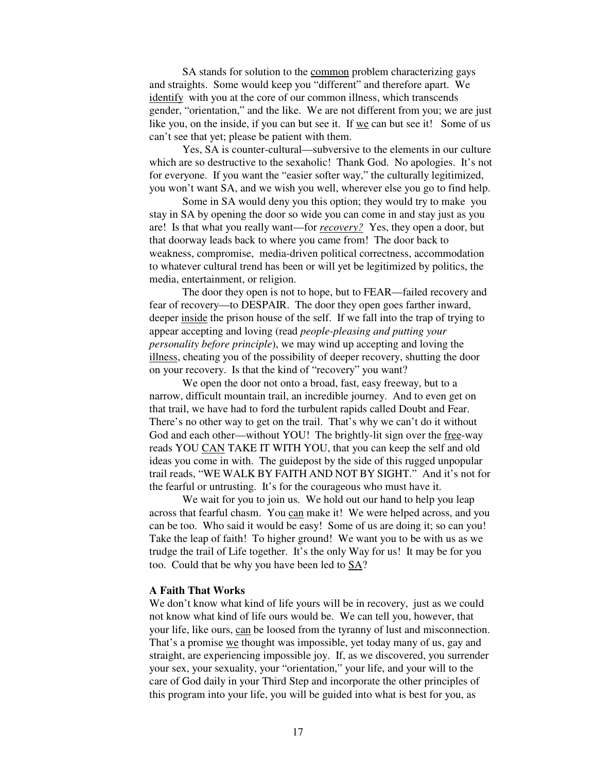SA stands for solution to the <u>common</u> problem characterizing gays and straights. Some would keep you "different" and therefore apart. We <u>identify</u> with you at the core of our common illness, which transcends gender, "orientation," and the like. We are not different from you; we are just like you, on the inside, if you can but see it. If <u>we</u> can but see it! Some of us can't see that yet; please be patient with them.

Yes, SA is counter-cultural—subversive to the elements in our culture which are so destructive to the sexaholic! Thank God. No apologies. It's not for everyone. If you want the "easier softer way," the culturally legitimized, you won't want SA, and we wish you well, wherever else you go to find help.

Some in SA would deny you this option; they would try to make you stay in SA by opening the door so wide you can come in and stay just as you are! Is that what you really want—for <u>*recovery?*</u> Yes, they open a door, but that doorway leads back to where you came from! The door back to weakness, compromise, media-driven political correctness, accommodation to whatever cultural trend has been or will yet be legitimized by politics, the media, entertainment, or religion.

The door they open is not to hope, but to FEAR—failed recovery and fear of recovery—to DESPAIR. The door they open goes farther inward, deeper <u>inside</u> the prison house of the self. If we fall into the trap of trying to appear accepting and loving (read *people-pleasing and putting your personality before principle*), we may wind up accepting and loving the <u>illness</u>, cheating you of the possibility of deeper recovery, shutting the door on your recovery. Is that the kind of "recovery" you want?

We open the door not onto a broad, fast, easy freeway, but to a narrow, difficult mountain trail, an incredible journey. And to even get on that trail, we have had to ford the turbulent rapids called Doubt and Fear. There's no other way to get on the trail. That's why we can't do it without God and each other—without YOU! The brightly-lit sign over the <u>free</u>-way reads YOU <u>CAN</u> TAKE IT WITH YOU, that you can keep the self and old ideas you come in with. The guidepost by the side of this rugged unpopular trail reads, "WE WALK BY FAITH AND NOT BY SIGHT." And it's not for the fearful or untrusting. It's for the courageous who must have it.

We wait for you to join us. We hold out our hand to help you leap across that fearful chasm. You <u>can</u> make it! We were helped across, and you can be too. Who said it would be easy! Some of us are doing it; so can you! Take the leap of faith! To higher ground! We want you to be with us as we trudge the trail of Life together. It's the only Way for us! It may be for you too. Could that be why you have been led to <u>SA</u>?

**A Faith That Works**

We don't know what kind of life yours will be in recovery, just as we could not know what kind of life ours would be. We can tell you, however, that your life, like ours, <u>can</u> be loosed from the tyranny of lust and misconnection. That's a promise <u>we</u> thought was impossible, yet today many of us, gay and straight, are experiencing impossible joy. If, as we discovered, you surrender your sex, your sexuality, your "orientation," your life, and your will to the care of God daily in your Third Step and incorporate the other principles of this program into your life, you will be guided into what is best for you, as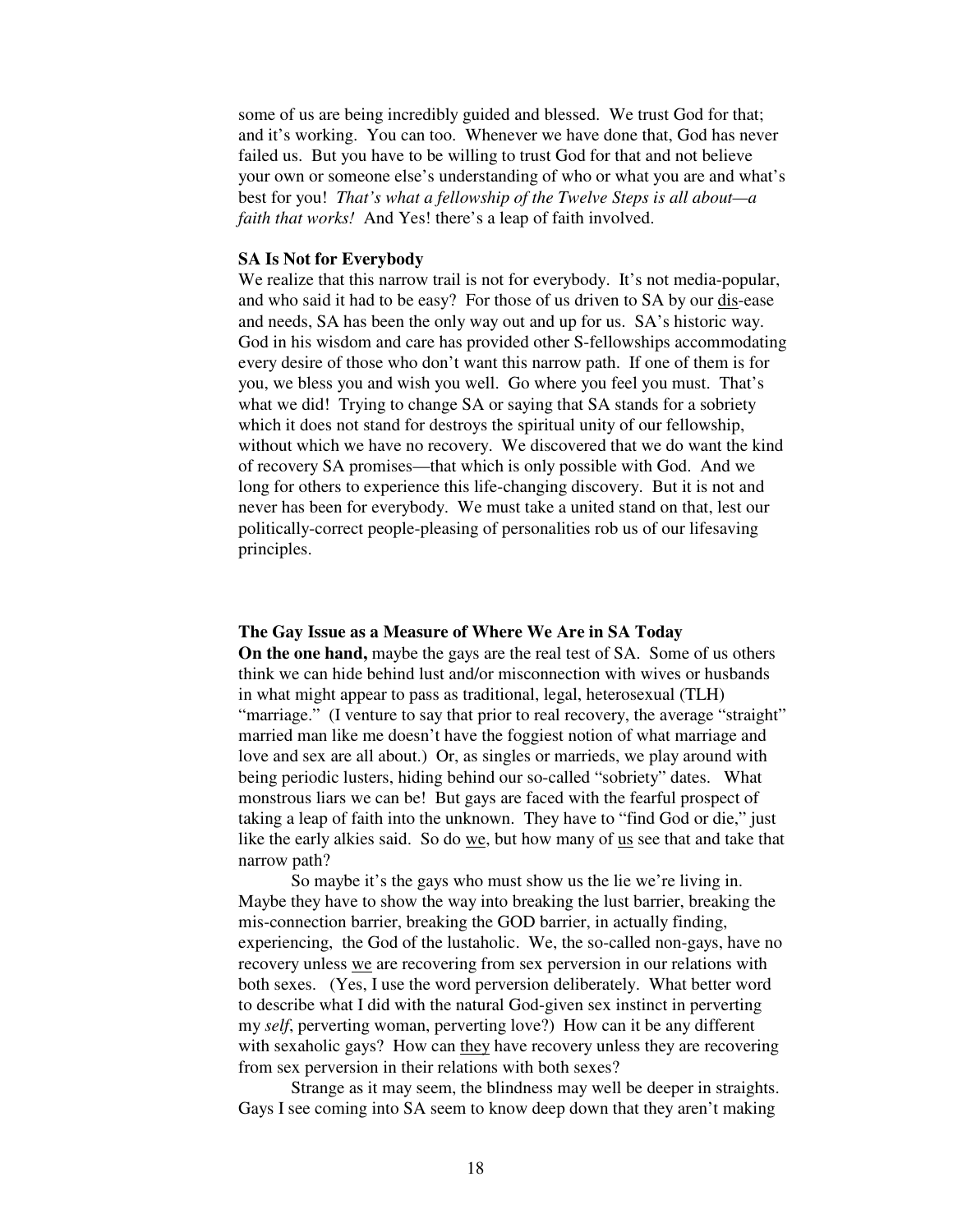some of us are being incredibly guided and blessed. We trust God for that; and it's working. You can too. Whenever we have done that, God has never failed us. But you have to be willing to trust God for that and not believe your own or someone else's understanding of who or what you are and what's best for you! *That's what a fellowship of the Twelve Steps is all about—a faith that works!* And Yes! there's a leap of faith involved.

**SA Is Not for Everybody**

We realize that this narrow trail is not for everybody. It's not media-popular, and who said it had to be easy? For those of us driven to SA by our dis-ease and needs, SA has been the only way out and up for us. SA's historic way. God in his wisdom and care has provided other S-fellowships accommodating every desire of those who don't want this narrow path. If one of them is for you, we bless you and wish you well. Go where you feel you must. That's what we did! Trying to change SA or saying that SA stands for a sobriety which it does not stand for destroys the spiritual unity of our fellowship, without which we have no recovery. We discovered that we do want the kind of recovery SA promises—that which is only possible with God. And we long for others to experience this life-changing discovery. But it is not and never has been for everybody. We must take a united stand on that, lest our politically-correct people-pleasing of personalities rob us of our lifesaving principles.

**The Gay Issue as a Measure of Where We Are in SA Today**

**On the one hand,** maybe the gays are the real test of SA. Some of us others think we can hide behind lust and/or misconnection with wives or husbands in what might appear to pass as traditional, legal, heterosexual (TLH) "marriage." (I venture to say that prior to real recovery, the average "straight" married man like me doesn't have the foggiest notion of what marriage and love and sex are all about.) Or, as singles or marrieds, we play around with being periodic lusters, hiding behind our so-called "sobriety" dates. What monstrous liars we can be! But gays are faced with the fearful prospect of taking a leap of faith into the unknown. They have to "find God or die," just like the early alkies said. So do we, but how many of us see that and take that narrow path?

So maybe it's the gays who must show us the lie we're living in. Maybe they have to show the way into breaking the lust barrier, breaking the mis-connection barrier, breaking the GOD barrier, in actually finding, experiencing, the God of the lustaholic. We, the so-called non-gays, have no recovery unless we are recovering from sex perversion in our relations with both sexes. (Yes, I use the word perversion deliberately. What better word to describe what I did with the natural God-given sex instinct in perverting my *self*, perverting woman, perverting love?) How can it be any different with sexaholic gays? How can they have recovery unless they are recovering from sex perversion in their relations with both sexes?

Strange as it may seem, the blindness may well be deeper in straights. Gays I see coming into SA seem to know deep down that they aren't making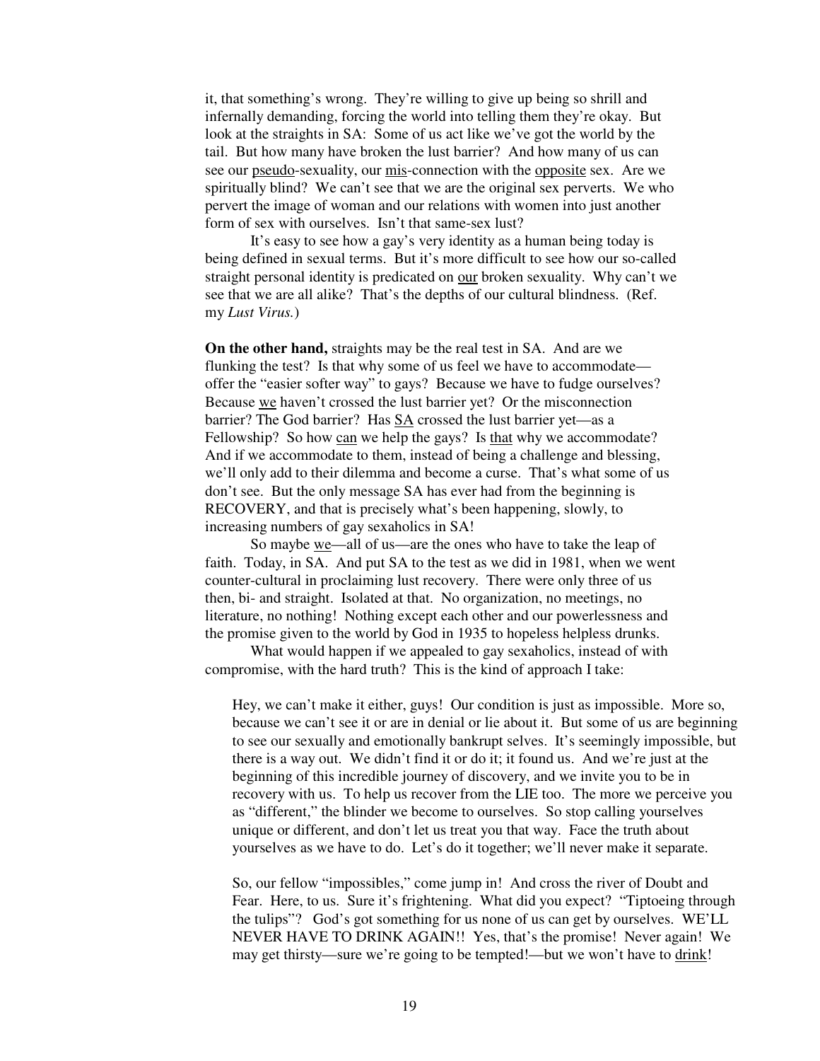it, that something's wrong. They're willing to give up being so shrill and infernally demanding, forcing the world into telling them they're okay. But look at the straights in SA: Some of us act like we've got the world by the tail. But how many have broken the lust barrier? And how many of us can see our <u>pseudo</u>-sexuality, our <u>mis</u>-connection with the <u>opposite</u> sex. Are we spiritually blind? We can't see that we are the original sex perverts. We who pervert the image of woman and our relations with women into just another form of sex with ourselves. Isn't that same-sex lust?

It's easy to see how a gay's very identity as a human being today is being defined in sexual terms. But it's more difficult to see how our so-called straight personal identity is predicated on <u>our</u> broken sexuality. Why can't we see that we are all alike? That's the depths of our cultural blindness. (Ref. my *Lust Virus.*)

**On the other hand,** straights may be the real test in SA. And are we flunking the test? Is that why some of us feel we have to accommodate—offer the "easier softer way" to gays? Because we have to fudge ourselves? Because <u>we</u> haven't crossed the lust barrier yet? Or the misconnection barrier? The God barrier? Has <u>SA</u> crossed the lust barrier yet—as a Fellowship? So how <u>can</u> we help the gays? Is <u>that</u> why we accommodate? And if we accommodate to them, instead of being a challenge and blessing, we'll only add to their dilemma and become a curse. That's what some of us don't see. But the only message SA has ever had from the beginning is RECOVERY, and that is precisely what's been happening, slowly, to increasing numbers of gay sexaholics in SA!

So maybe <u>we</u>—all of us—are the ones who have to take the leap of faith. Today, in SA. And put SA to the test as we did in 1981, when we went counter-cultural in proclaiming lust recovery. There were only three of us then, bi- and straight. Isolated at that. No organization, no meetings, no literature, no nothing! Nothing except each other and our powerlessness and the promise given to the world by God in 1935 to hopeless helpless drunks.

What would happen if we appealed to gay sexaholics, instead of with compromise, with the hard truth? This is the kind of approach I take:

> Hey, we can't make it either, guys! Our condition is just as impossible. More so, because we can't see it or are in denial or lie about it. But some of us are beginning to see our sexually and emotionally bankrupt selves. It's seemingly impossible, but there is a way out. We didn't find it or do it; it found us. And we're just at the beginning of this incredible journey of discovery, and we invite you to be in recovery with us. To help us recover from the LIE too. The more we perceive you as "different," the blinder we become to ourselves. So stop calling yourselves unique or different, and don't let us treat you that way. Face the truth about yourselves as we have to do. Let's do it together; we'll never make it separate.
>
> So, our fellow "impossibles," come jump in! And cross the river of Doubt and Fear. Here, to us. Sure it's frightening. What did you expect? "Tiptoeing through the tulips"? God's got something for us none of us can get by ourselves. WE'LL NEVER HAVE TO DRINK AGAIN!! Yes, that's the promise! Never again! We may get thirsty—sure we're going to be tempted!—but we won't have to <u>drink</u>!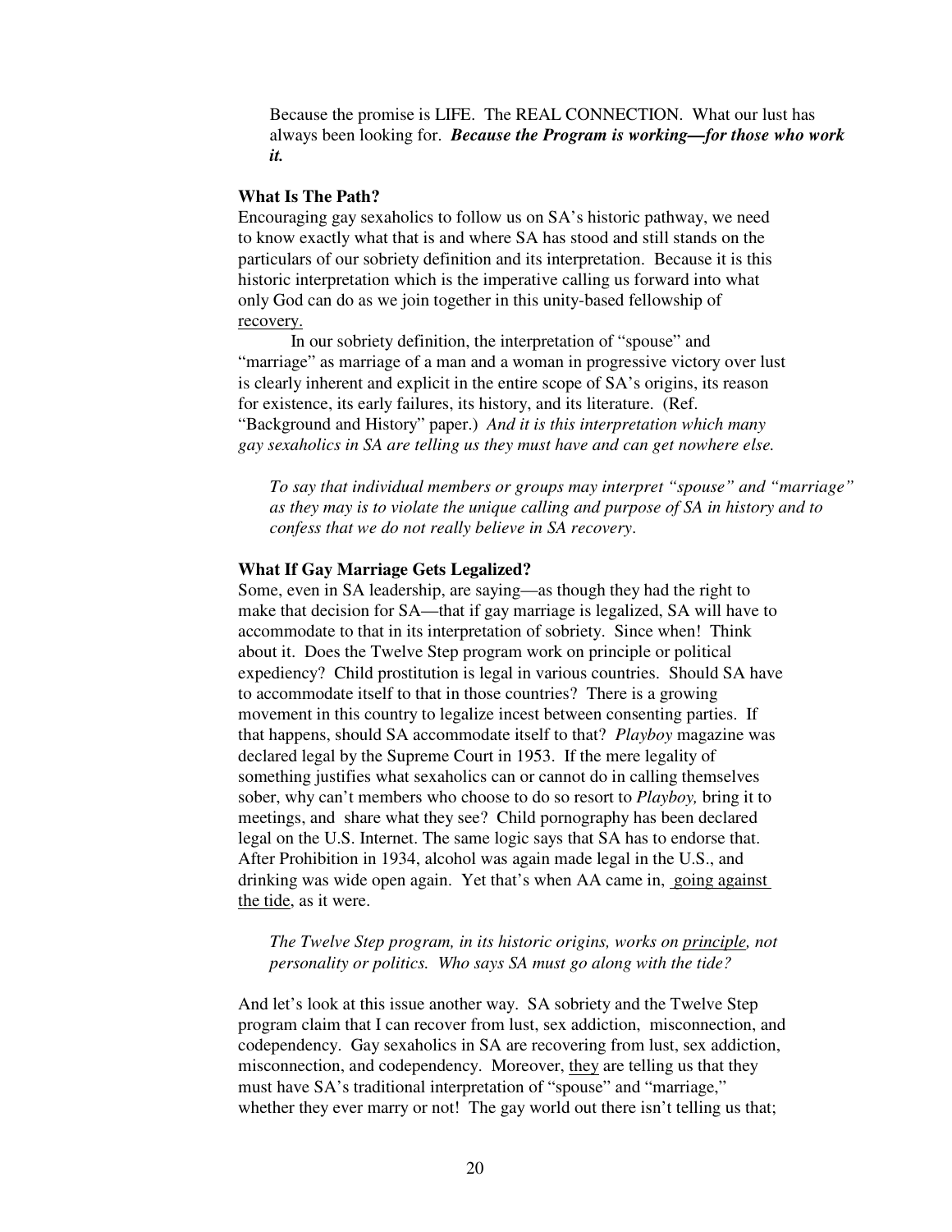Because the promise is LIFE. The REAL CONNECTION. What our lust has always been looking for. ***Because the Program is working—for those who work it.***

**What Is The Path?**

Encouraging gay sexaholics to follow us on SA's historic pathway, we need to know exactly what that is and where SA has stood and still stands on the particulars of our sobriety definition and its interpretation. Because it is this historic interpretation which is the imperative calling us forward into what only God can do as we join together in this unity-based fellowship of recovery.

In our sobriety definition, the interpretation of "spouse" and "marriage" as marriage of a man and a woman in progressive victory over lust is clearly inherent and explicit in the entire scope of SA's origins, its reason for existence, its early failures, its history, and its literature. (Ref. "Background and History" paper.) *And it is this interpretation which many gay sexaholics in SA are telling us they must have and can get nowhere else.*

*To say that individual members or groups may interpret "spouse" and "marriage" as they may is to violate the unique calling and purpose of SA in history and to confess that we do not really believe in SA recovery*.

**What If Gay Marriage Gets Legalized?**

Some, even in SA leadership, are saying—as though they had the right to make that decision for SA—that if gay marriage is legalized, SA will have to accommodate to that in its interpretation of sobriety. Since when! Think about it. Does the Twelve Step program work on principle or political expediency? Child prostitution is legal in various countries. Should SA have to accommodate itself to that in those countries? There is a growing movement in this country to legalize incest between consenting parties. If that happens, should SA accommodate itself to that? *Playboy* magazine was declared legal by the Supreme Court in 1953. If the mere legality of something justifies what sexaholics can or cannot do in calling themselves sober, why can't members who choose to do so resort to *Playboy,* bring it to meetings, and share what they see? Child pornography has been declared legal on the U.S. Internet. The same logic says that SA has to endorse that. After Prohibition in 1934, alcohol was again made legal in the U.S., and drinking was wide open again. Yet that's when AA came in, going against the tide, as it were.

*The Twelve Step program, in its historic origins, works on principle, not personality or politics. Who says SA must go along with the tide?*

And let's look at this issue another way. SA sobriety and the Twelve Step program claim that I can recover from lust, sex addiction, misconnection, and codependency. Gay sexaholics in SA are recovering from lust, sex addiction, misconnection, and codependency. Moreover, they are telling us that they must have SA's traditional interpretation of "spouse" and "marriage," whether they ever marry or not! The gay world out there isn't telling us that;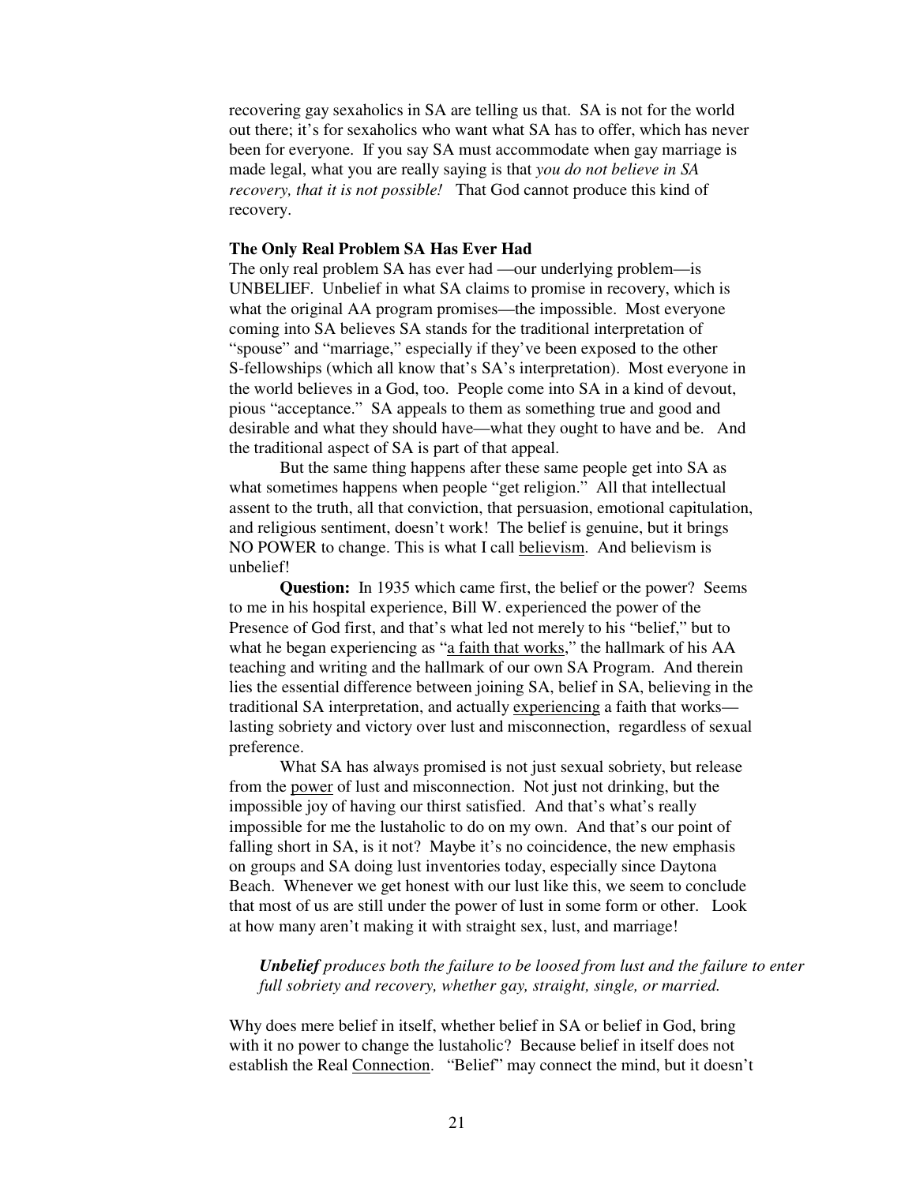recovering gay sexaholics in SA are telling us that. SA is not for the world out there; it's for sexaholics who want what SA has to offer, which has never been for everyone. If you say SA must accommodate when gay marriage is made legal, what you are really saying is that *you do not believe in SA recovery, that it is not possible!* That God cannot produce this kind of recovery.

**The Only Real Problem SA Has Ever Had**

The only real problem SA has ever had —our underlying problem—is UNBELIEF. Unbelief in what SA claims to promise in recovery, which is what the original AA program promises—the impossible. Most everyone coming into SA believes SA stands for the traditional interpretation of "spouse" and "marriage," especially if they've been exposed to the other S-fellowships (which all know that's SA's interpretation). Most everyone in the world believes in a God, too. People come into SA in a kind of devout, pious "acceptance." SA appeals to them as something true and good and desirable and what they should have—what they ought to have and be. And the traditional aspect of SA is part of that appeal.

But the same thing happens after these same people get into SA as what sometimes happens when people "get religion." All that intellectual assent to the truth, all that conviction, that persuasion, emotional capitulation, and religious sentiment, doesn't work! The belief is genuine, but it brings NO POWER to change. This is what I call believism. And believism is unbelief!

**Question:** In 1935 which came first, the belief or the power? Seems to me in his hospital experience, Bill W. experienced the power of the Presence of God first, and that's what led not merely to his "belief," but to what he began experiencing as "a faith that works," the hallmark of his AA teaching and writing and the hallmark of our own SA Program. And therein lies the essential difference between joining SA, belief in SA, believing in the traditional SA interpretation, and actually experiencing a faith that works—lasting sobriety and victory over lust and misconnection, regardless of sexual preference.

What SA has always promised is not just sexual sobriety, but release from the power of lust and misconnection. Not just not drinking, but the impossible joy of having our thirst satisfied. And that's what's really impossible for me the lustaholic to do on my own. And that's our point of falling short in SA, is it not? Maybe it's no coincidence, the new emphasis on groups and SA doing lust inventories today, especially since Daytona Beach. Whenever we get honest with our lust like this, we seem to conclude that most of us are still under the power of lust in some form or other. Look at how many aren't making it with straight sex, lust, and marriage!

> ***Unbelief*** *produces both the failure to be loosed from lust and the failure to enter full sobriety and recovery, whether gay, straight, single, or married.*

Why does mere belief in itself, whether belief in SA or belief in God, bring with it no power to change the lustaholic? Because belief in itself does not establish the Real Connection. "Belief" may connect the mind, but it doesn't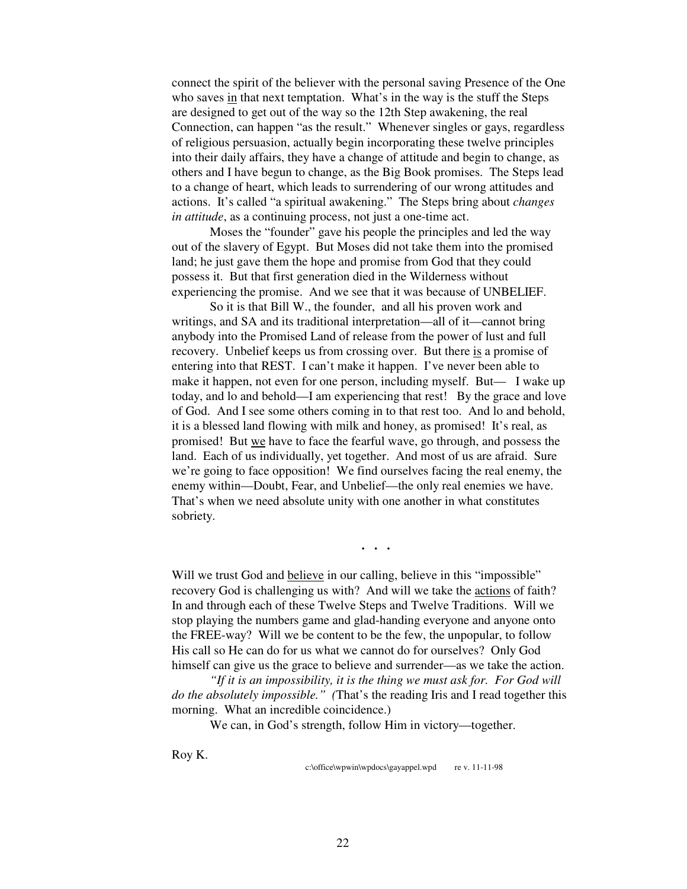connect the spirit of the believer with the personal saving Presence of the One who saves <u>in</u> that next temptation. What's in the way is the stuff the Steps are designed to get out of the way so the 12th Step awakening, the real Connection, can happen "as the result." Whenever singles or gays, regardless of religious persuasion, actually begin incorporating these twelve principles into their daily affairs, they have a change of attitude and begin to change, as others and I have begun to change, as the Big Book promises. The Steps lead to a change of heart, which leads to surrendering of our wrong attitudes and actions. It's called "a spiritual awakening." The Steps bring about *changes in attitude*, as a continuing process, not just a one-time act.

Moses the "founder" gave his people the principles and led the way out of the slavery of Egypt. But Moses did not take them into the promised land; he just gave them the hope and promise from God that they could possess it. But that first generation died in the Wilderness without experiencing the promise. And we see that it was because of UNBELIEF.

So it is that Bill W., the founder, and all his proven work and writings, and SA and its traditional interpretation—all of it—cannot bring anybody into the Promised Land of release from the power of lust and full recovery. Unbelief keeps us from crossing over. But there <u>is</u> a promise of entering into that REST. I can't make it happen. I've never been able to make it happen, not even for one person, including myself. But— I wake up today, and lo and behold—I am experiencing that rest! By the grace and love of God. And I see some others coming in to that rest too. And lo and behold, it is a blessed land flowing with milk and honey, as promised! It's real, as promised! But <u>we</u> have to face the fearful wave, go through, and possess the land. Each of us individually, yet together. And most of us are afraid. Sure we're going to face opposition! We find ourselves facing the real enemy, the enemy within—Doubt, Fear, and Unbelief—the only real enemies we have. That's when we need absolute unity with one another in what constitutes sobriety.

. . .

Will we trust God and <u>believe</u> in our calling, believe in this "impossible" recovery God is challenging us with? And will we take the <u>actions</u> of faith? In and through each of these Twelve Steps and Twelve Traditions. Will we stop playing the numbers game and glad-handing everyone and anyone onto the FREE-way? Will we be content to be the few, the unpopular, to follow His call so He can do for us what we cannot do for ourselves? Only God himself can give us the grace to believe and surrender—as we take the action.

*"If it is an impossibility, it is the thing we must ask for. For God will do the absolutely impossible."* (That's the reading Iris and I read together this morning. What an incredible coincidence.)

We can, in God's strength, follow Him in victory—together.

Roy K.

c:\office\wpwin\wpdocs\gayappel.wpd re v. 11-11-98